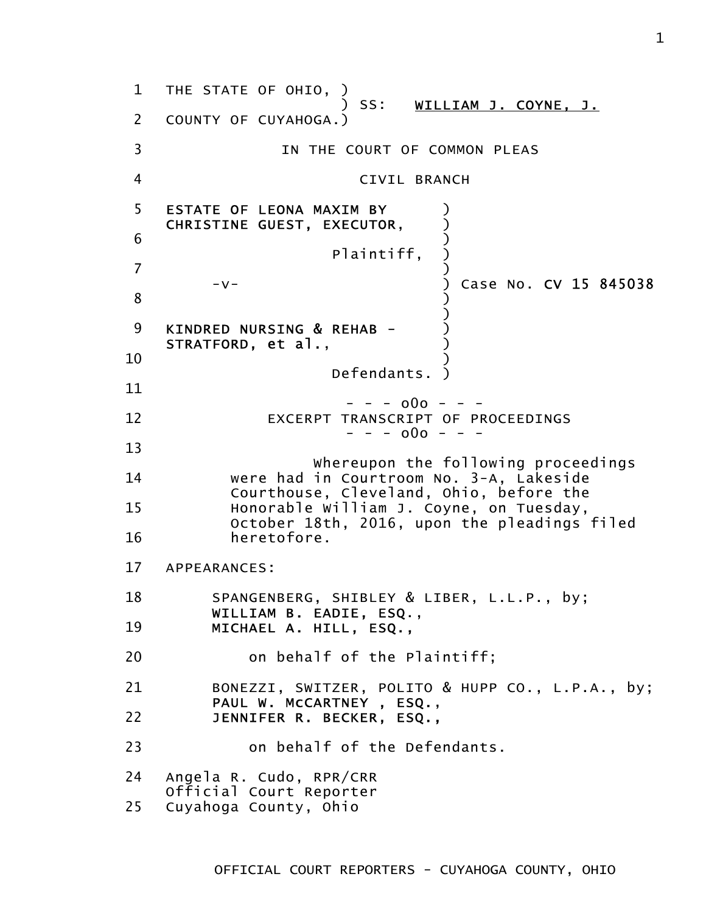THE STATE OF OHIO, )
) SS: WILLIAM J. COYNE, J.
COUNTY OF CUYAHOGA.)

IN THE COURT OF COMMON PLEAS

CIVIL BRANCH

ESTATE OF LEONA MAXIM BY )
CHRISTINE GUEST, EXECUTOR, )
)
Plaintiff, )
)
-v- ) Case No. CV 15 845038
)
)
KINDRED NURSING & REHAB - )
STRATFORD, et al., )
)
Defendants. )

- - - o0o - - -

EXCERPT TRANSCRIPT OF PROCEEDINGS

- - - o0o - - -

Whereupon the following proceedings were had in Courtroom No. 3-A, Lakeside Courthouse, Cleveland, Ohio, before the Honorable William J. Coyne, on Tuesday, October 18th, 2016, upon the pleadings filed heretofore.

APPEARANCES:

SPANGENBERG, SHIBLEY & LIBER, L.L.P., by;
WILLIAM B. EADIE, ESQ.,
MICHAEL A. HILL, ESQ.,

on behalf of the Plaintiff;

BONEZZI, SWITZER, POLITO & HUPP CO., L.P.A., by;
PAUL W. McCARTNEY , ESQ.,
JENNIFER R. BECKER, ESQ.,

on behalf of the Defendants.

Angela R. Cudo, RPR/CRR
Official Court Reporter
Cuyahoga County, Ohio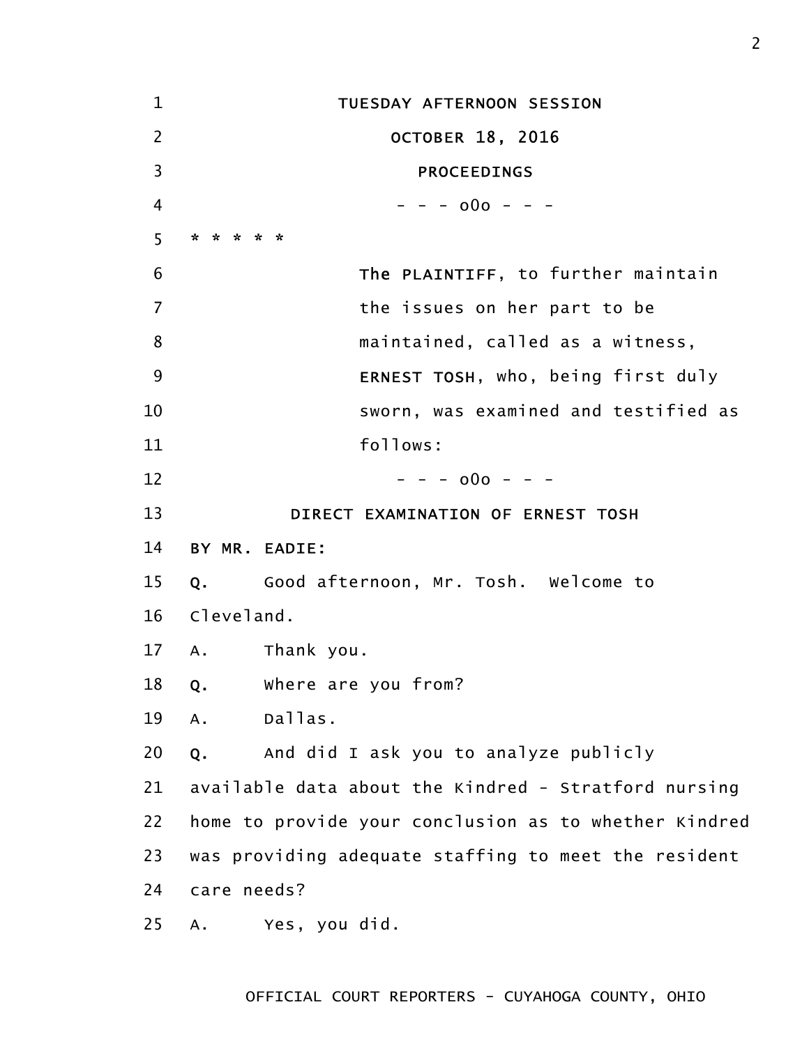TUESDAY AFTERNOON SESSION

OCTOBER 18, 2016

PROCEEDINGS

- - - o0o - - -

* * * * *

The PLAINTIFF, to further maintain the issues on her part to be maintained, called as a witness, ERNEST TOSH, who, being first duly sworn, was examined and testified as follows:

- - - o0o - - -

DIRECT EXAMINATION OF ERNEST TOSH

BY MR. EADIE:

Q. Good afternoon, Mr. Tosh. Welcome to Cleveland.

A. Thank you.

Q. Where are you from?

A. Dallas.

Q. And did I ask you to analyze publicly available data about the Kindred - Stratford nursing home to provide your conclusion as to whether Kindred was providing adequate staffing to meet the resident care needs?

A. Yes, you did.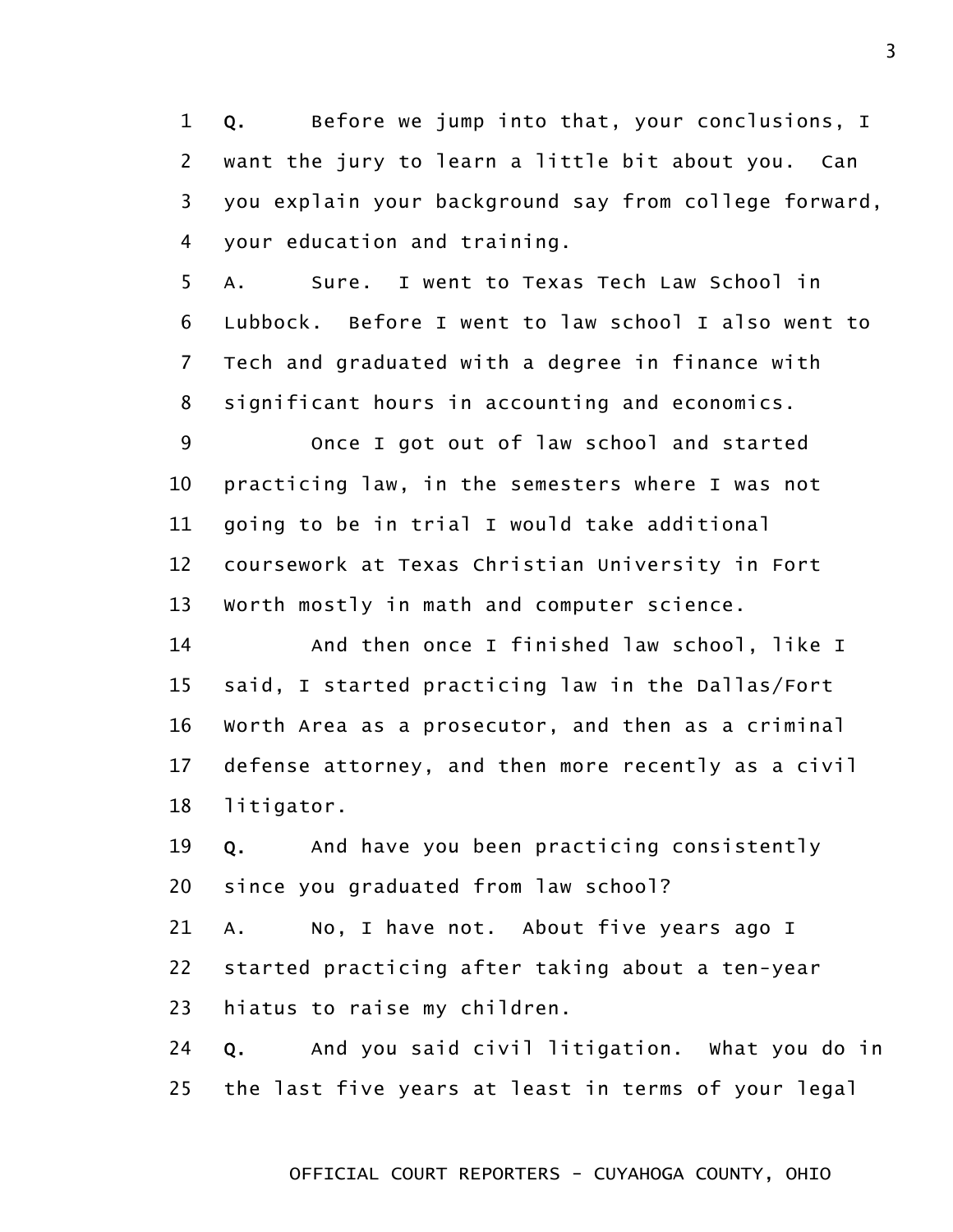1 **Q.** Before we jump into that, your conclusions, I
2 want the jury to learn a little bit about you. Can
3 you explain your background say from college forward,
4 your education and training.
5 A. Sure. I went to Texas Tech Law School in
6 Lubbock. Before I went to law school I also went to
7 Tech and graduated with a degree in finance with
8 significant hours in accounting and economics.
9 Once I got out of law school and started
10 practicing law, in the semesters where I was not
11 going to be in trial I would take additional
12 coursework at Texas Christian University in Fort
13 Worth mostly in math and computer science.
14 And then once I finished law school, like I
15 said, I started practicing law in the Dallas/Fort
16 Worth Area as a prosecutor, and then as a criminal
17 defense attorney, and then more recently as a civil
18 litigator.
19 **Q.** And have you been practicing consistently
20 since you graduated from law school?
21 A. No, I have not. About five years ago I
22 started practicing after taking about a ten-year
23 hiatus to raise my children.
24 **Q.** And you said civil litigation. What you do in
25 the last five years at least in terms of your legal

OFFICIAL COURT REPORTERS - CUYAHOGA COUNTY, OHIO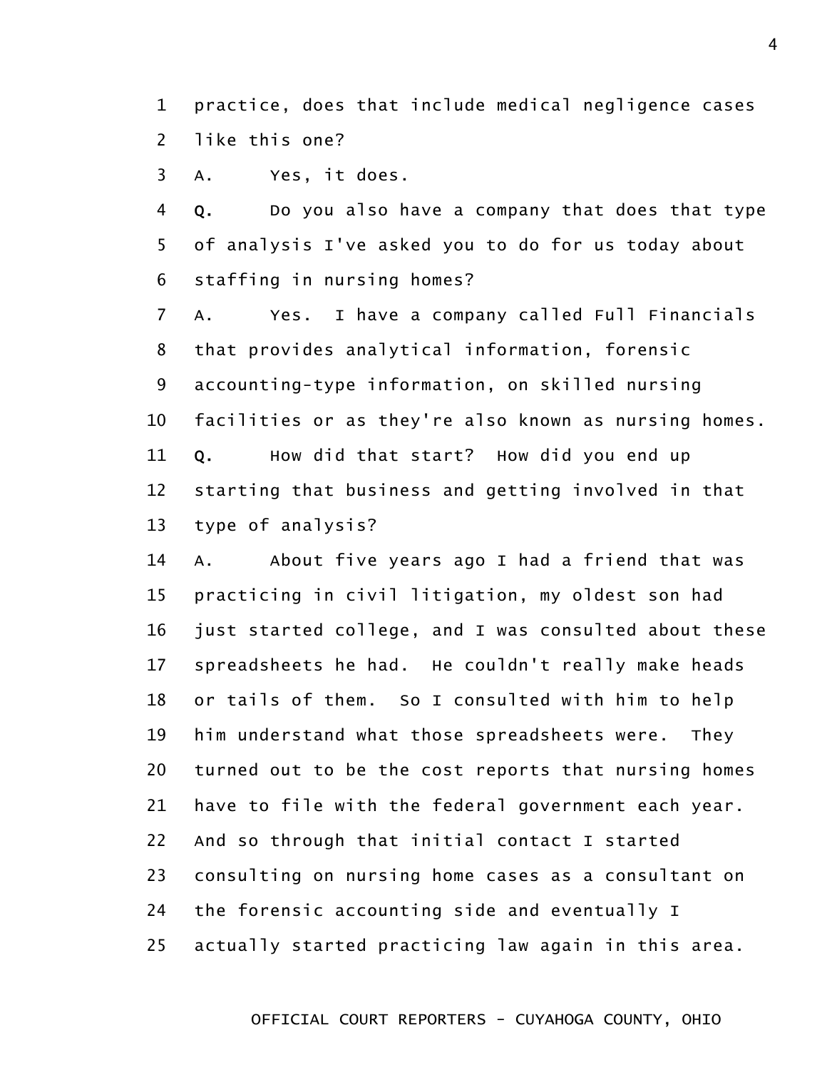practice, does that include medical negligence cases like this one?

A. Yes, it does.

**Q.** Do you also have a company that does that type of analysis I've asked you to do for us today about staffing in nursing homes?

A. Yes. I have a company called Full Financials that provides analytical information, forensic accounting-type information, on skilled nursing facilities or as they're also known as nursing homes.

**Q.** How did that start? How did you end up starting that business and getting involved in that type of analysis?

A. About five years ago I had a friend that was practicing in civil litigation, my oldest son had just started college, and I was consulted about these spreadsheets he had. He couldn't really make heads or tails of them. So I consulted with him to help him understand what those spreadsheets were. They turned out to be the cost reports that nursing homes have to file with the federal government each year. And so through that initial contact I started consulting on nursing home cases as a consultant on the forensic accounting side and eventually I actually started practicing law again in this area.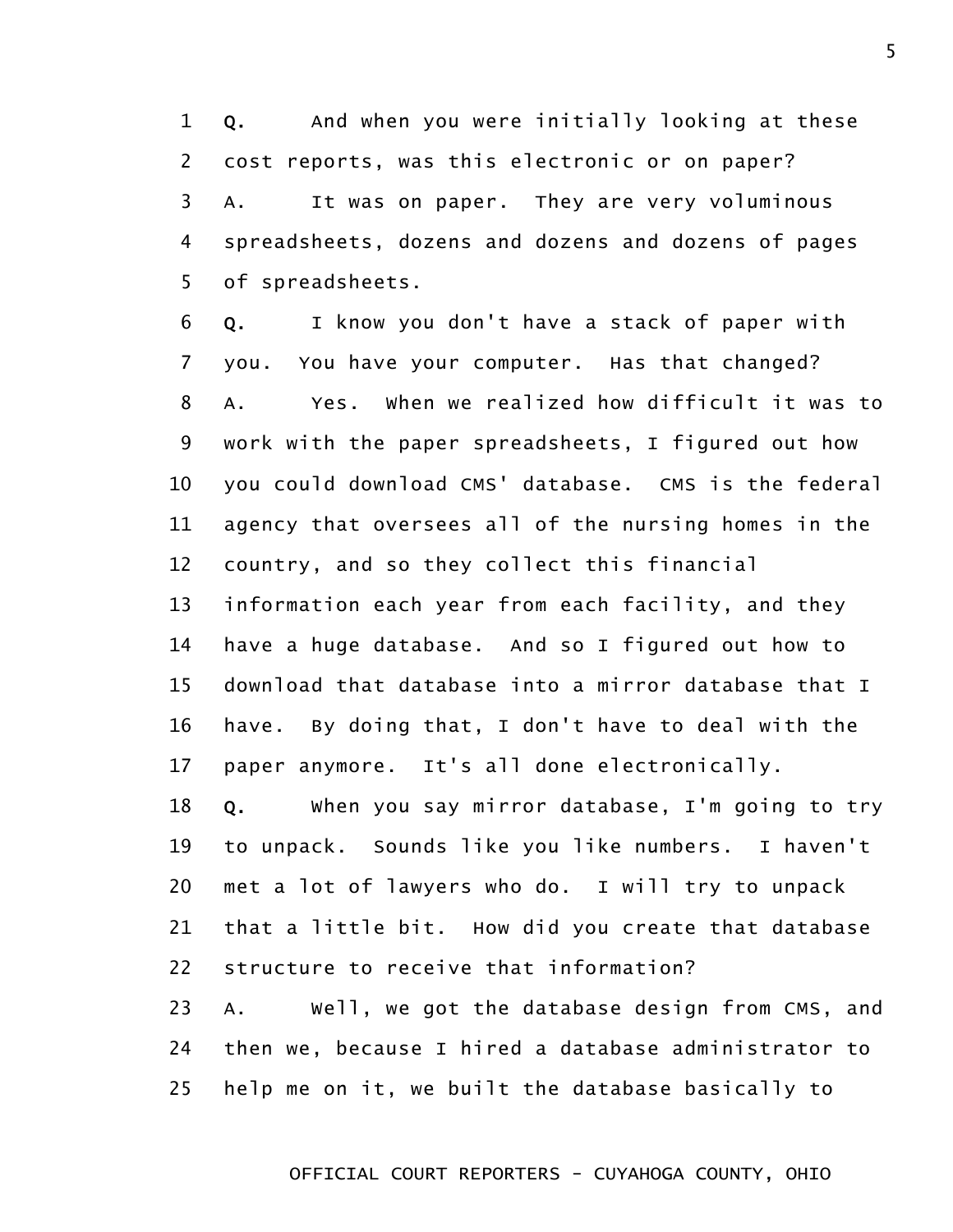1 **Q.** And when you were initially looking at these
2 cost reports, was this electronic or on paper?
3 A. It was on paper. They are very voluminous
4 spreadsheets, dozens and dozens and dozens of pages
5 of spreadsheets.
6 **Q.** I know you don't have a stack of paper with
7 you. You have your computer. Has that changed?
8 A. Yes. When we realized how difficult it was to
9 work with the paper spreadsheets, I figured out how
10 you could download CMS' database. CMS is the federal
11 agency that oversees all of the nursing homes in the
12 country, and so they collect this financial
13 information each year from each facility, and they
14 have a huge database. And so I figured out how to
15 download that database into a mirror database that I
16 have. By doing that, I don't have to deal with the
17 paper anymore. It's all done electronically.
18 **Q.** When you say mirror database, I'm going to try
19 to unpack. Sounds like you like numbers. I haven't
20 met a lot of lawyers who do. I will try to unpack
21 that a little bit. How did you create that database
22 structure to receive that information?
23 A. Well, we got the database design from CMS, and
24 then we, because I hired a database administrator to
25 help me on it, we built the database basically to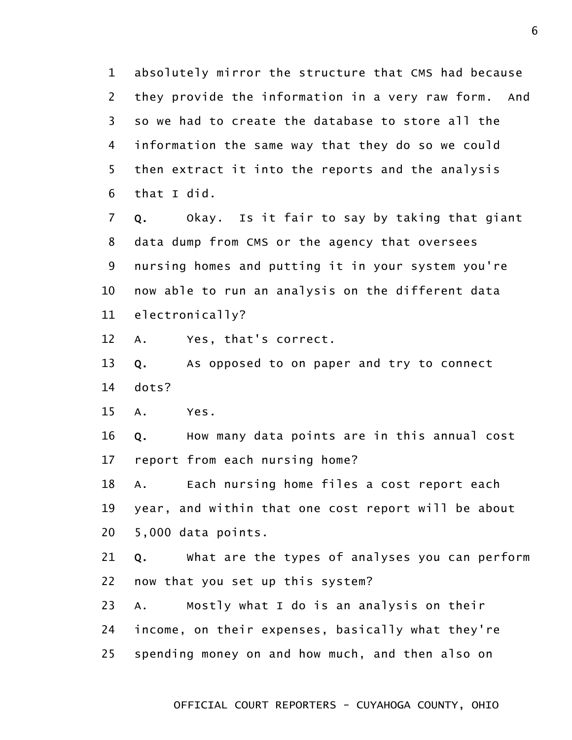absolutely mirror the structure that CMS had because they provide the information in a very raw form. And so we had to create the database to store all the information the same way that they do so we could then extract it into the reports and the analysis that I did.

**Q.** Okay. Is it fair to say by taking that giant data dump from CMS or the agency that oversees nursing homes and putting it in your system you're now able to run an analysis on the different data electronically?

A. Yes, that's correct.

**Q.** As opposed to on paper and try to connect dots?

A. Yes.

**Q.** How many data points are in this annual cost report from each nursing home?

A. Each nursing home files a cost report each year, and within that one cost report will be about 5,000 data points.

**Q.** What are the types of analyses you can perform now that you set up this system?

A. Mostly what I do is an analysis on their income, on their expenses, basically what they're spending money on and how much, and then also on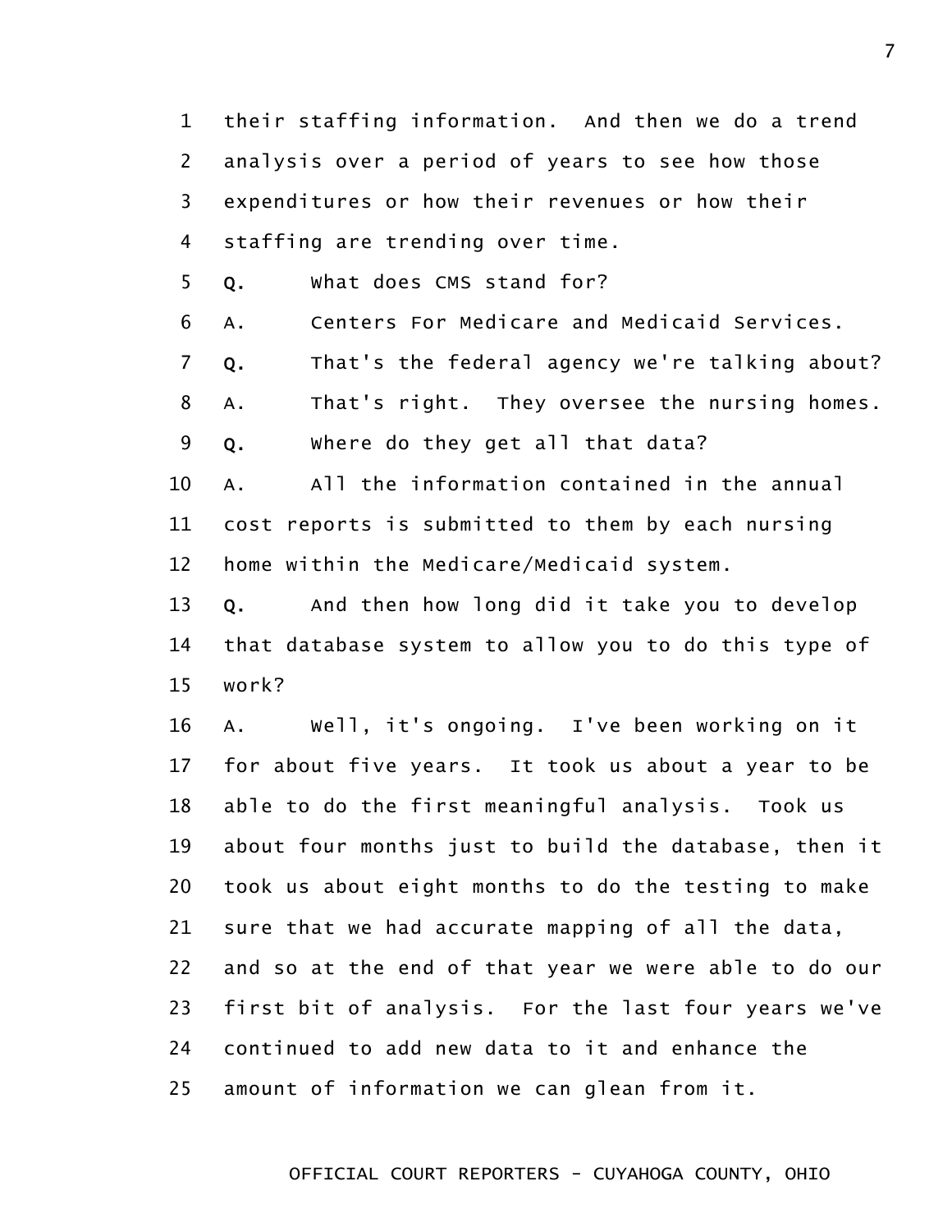1 their staffing information. And then we do a trend
2 analysis over a period of years to see how those
3 expenditures or how their revenues or how their
4 staffing are trending over time.

5 **Q.** What does CMS stand for?

6 A. Centers For Medicare and Medicaid Services.

7 **Q.** That's the federal agency we're talking about?

8 A. That's right. They oversee the nursing homes.

9 **Q.** Where do they get all that data?

10 A. All the information contained in the annual
11 cost reports is submitted to them by each nursing
12 home within the Medicare/Medicaid system.

13 **Q.** And then how long did it take you to develop
14 that database system to allow you to do this type of
15 work?

16 A. Well, it's ongoing. I've been working on it
17 for about five years. It took us about a year to be
18 able to do the first meaningful analysis. Took us
19 about four months just to build the database, then it
20 took us about eight months to do the testing to make
21 sure that we had accurate mapping of all the data,
22 and so at the end of that year we were able to do our
23 first bit of analysis. For the last four years we've
24 continued to add new data to it and enhance the
25 amount of information we can glean from it.

OFFICIAL COURT REPORTERS - CUYAHOGA COUNTY, OHIO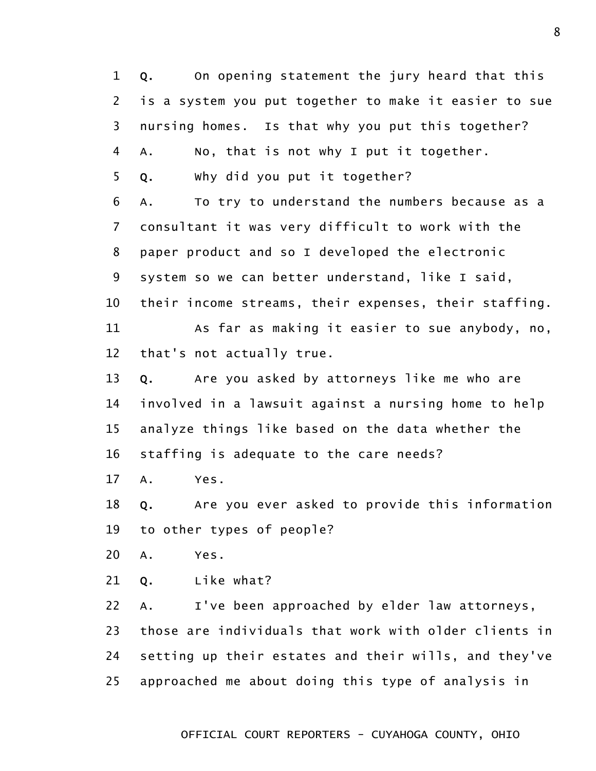1 **Q.** On opening statement the jury heard that this
2 is a system you put together to make it easier to sue
3 nursing homes. Is that why you put this together?
4 A. No, that is not why I put it together.
5 **Q.** Why did you put it together?
6 A. To try to understand the numbers because as a
7 consultant it was very difficult to work with the
8 paper product and so I developed the electronic
9 system so we can better understand, like I said,
10 their income streams, their expenses, their staffing.
11 As far as making it easier to sue anybody, no,
12 that's not actually true.
13 **Q.** Are you asked by attorneys like me who are
14 involved in a lawsuit against a nursing home to help
15 analyze things like based on the data whether the
16 staffing is adequate to the care needs?
17 A. Yes.
18 **Q.** Are you ever asked to provide this information
19 to other types of people?
20 A. Yes.
21 **Q.** Like what?
22 A. I've been approached by elder law attorneys,
23 those are individuals that work with older clients in
24 setting up their estates and their wills, and they've
25 approached me about doing this type of analysis in

OFFICIAL COURT REPORTERS - CUYAHOGA COUNTY, OHIO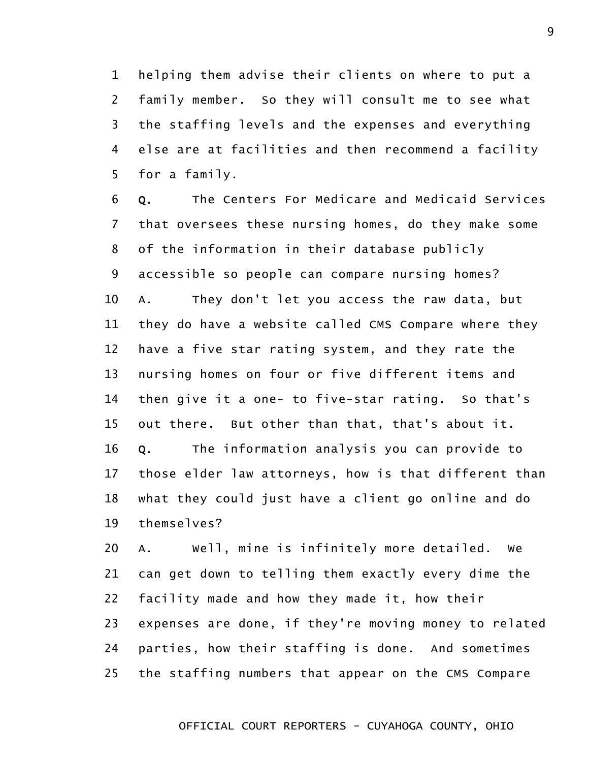helping them advise their clients on where to put a family member. So they will consult me to see what the staffing levels and the expenses and everything else are at facilities and then recommend a facility for a family.

**Q.** The Centers For Medicare and Medicaid Services that oversees these nursing homes, do they make some of the information in their database publicly accessible so people can compare nursing homes?

A. They don't let you access the raw data, but they do have a website called CMS Compare where they have a five star rating system, and they rate the nursing homes on four or five different items and then give it a one- to five-star rating. So that's out there. But other than that, that's about it.

**Q.** The information analysis you can provide to those elder law attorneys, how is that different than what they could just have a client go online and do themselves?

A. Well, mine is infinitely more detailed. We can get down to telling them exactly every dime the facility made and how they made it, how their expenses are done, if they're moving money to related parties, how their staffing is done. And sometimes the staffing numbers that appear on the CMS Compare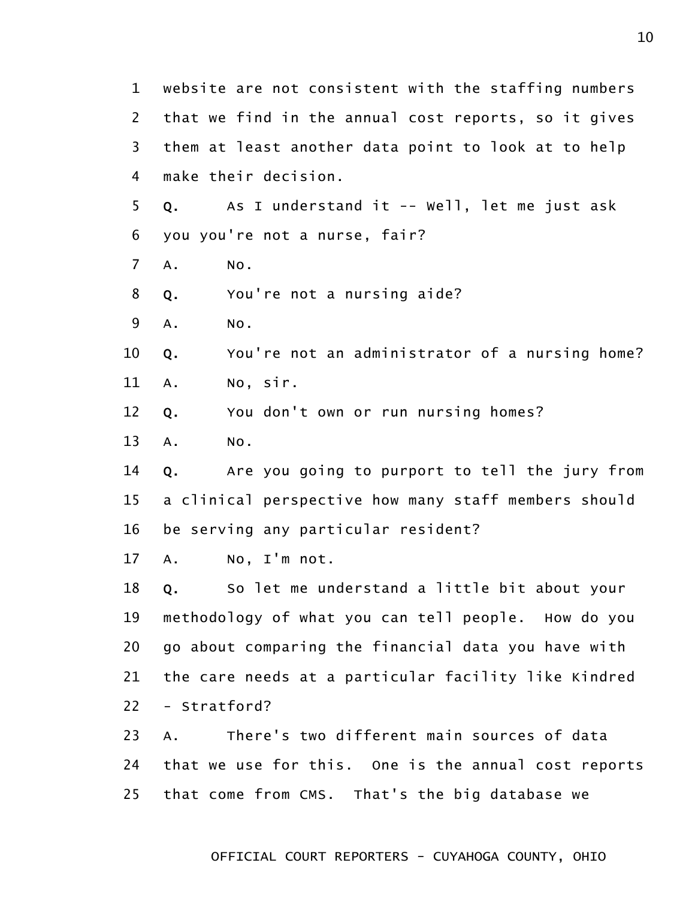1 website are not consistent with the staffing numbers
2 that we find in the annual cost reports, so it gives
3 them at least another data point to look at to help
4 make their decision.

5 **Q.** As I understand it -- Well, let me just ask
6 you you're not a nurse, fair?

7 A. No.

8 **Q.** You're not a nursing aide?

9 A. No.

10 **Q.** You're not an administrator of a nursing home?

11 A. No, sir.

12 **Q.** You don't own or run nursing homes?

13 A. No.

14 **Q.** Are you going to purport to tell the jury from
15 a clinical perspective how many staff members should
16 be serving any particular resident?

17 A. No, I'm not.

18 **Q.** So let me understand a little bit about your
19 methodology of what you can tell people. How do you
20 go about comparing the financial data you have with
21 the care needs at a particular facility like Kindred
22 - Stratford?

23 A. There's two different main sources of data
24 that we use for this. One is the annual cost reports
25 that come from CMS. That's the big database we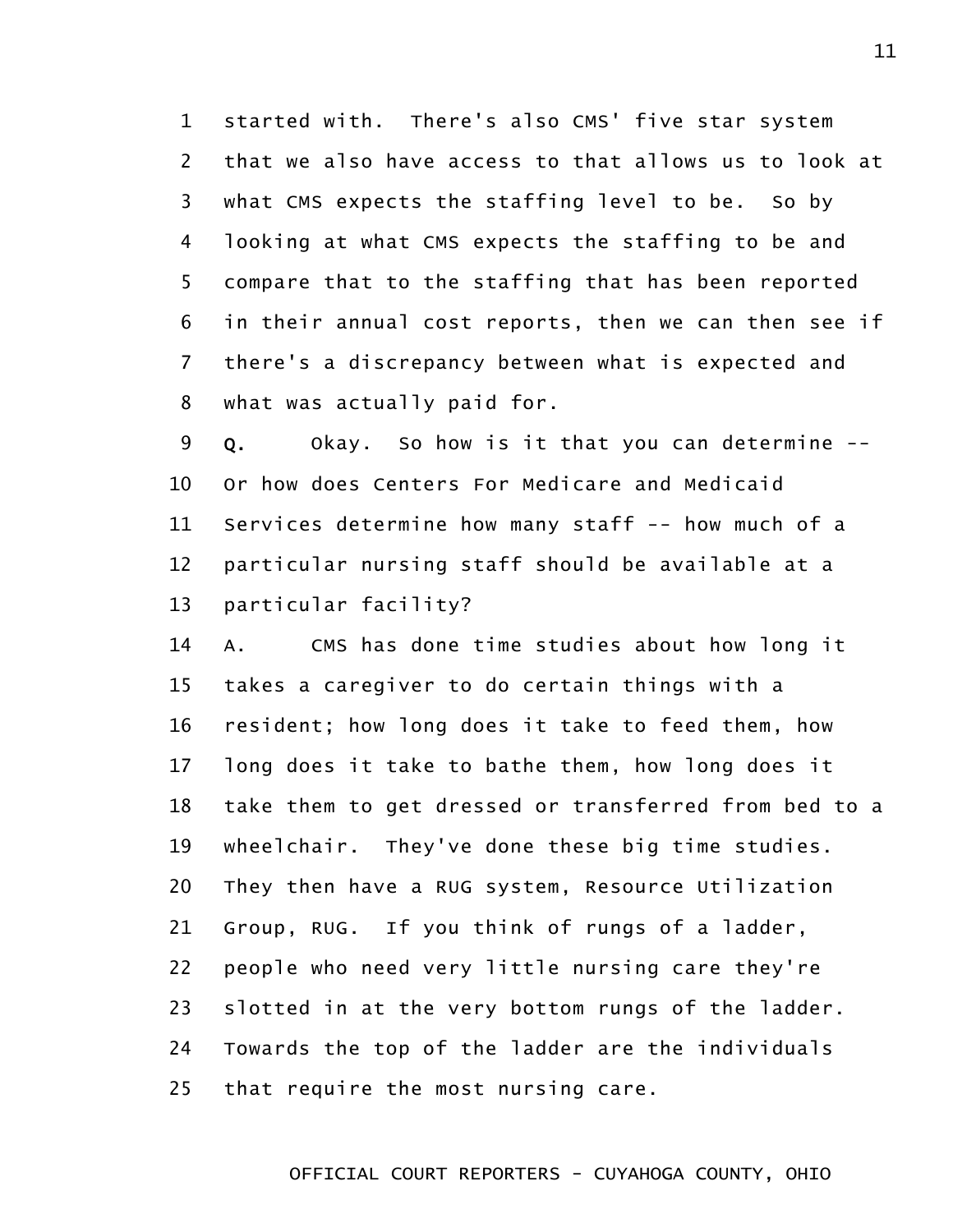started with. There's also CMS' five star system that we also have access to that allows us to look at what CMS expects the staffing level to be. So by looking at what CMS expects the staffing to be and compare that to the staffing that has been reported in their annual cost reports, then we can then see if there's a discrepancy between what is expected and what was actually paid for.

**Q.** Okay. So how is it that you can determine -- Or how does Centers For Medicare and Medicaid Services determine how many staff -- how much of a particular nursing staff should be available at a particular facility?

A. CMS has done time studies about how long it takes a caregiver to do certain things with a resident; how long does it take to feed them, how long does it take to bathe them, how long does it take them to get dressed or transferred from bed to a wheelchair. They've done these big time studies. They then have a RUG system, Resource Utilization Group, RUG. If you think of rungs of a ladder, people who need very little nursing care they're slotted in at the very bottom rungs of the ladder. Towards the top of the ladder are the individuals that require the most nursing care.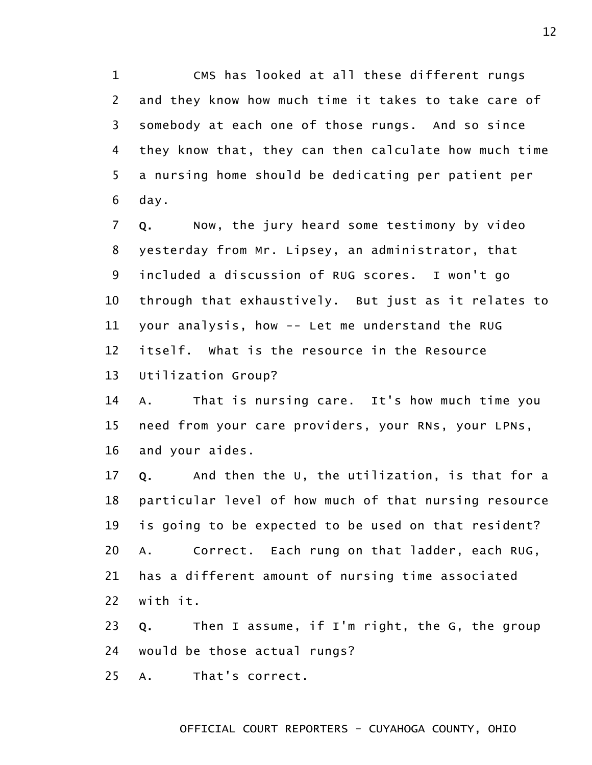1 CMS has looked at all these different rungs
2 and they know how much time it takes to take care of
3 somebody at each one of those rungs. And so since
4 they know that, they can then calculate how much time
5 a nursing home should be dedicating per patient per
6 day.
7 Q. Now, the jury heard some testimony by video
8 yesterday from Mr. Lipsey, an administrator, that
9 included a discussion of RUG scores. I won't go
10 through that exhaustively. But just as it relates to
11 your analysis, how -- Let me understand the RUG
12 itself. What is the resource in the Resource
13 Utilization Group?
14 A. That is nursing care. It's how much time you
15 need from your care providers, your RNs, your LPNs,
16 and your aides.
17 Q. And then the U, the utilization, is that for a
18 particular level of how much of that nursing resource
19 is going to be expected to be used on that resident?
20 A. Correct. Each rung on that ladder, each RUG,
21 has a different amount of nursing time associated
22 with it.
23 Q. Then I assume, if I'm right, the G, the group
24 would be those actual rungs?
25 A. That's correct.

OFFICIAL COURT REPORTERS - CUYAHOGA COUNTY, OHIO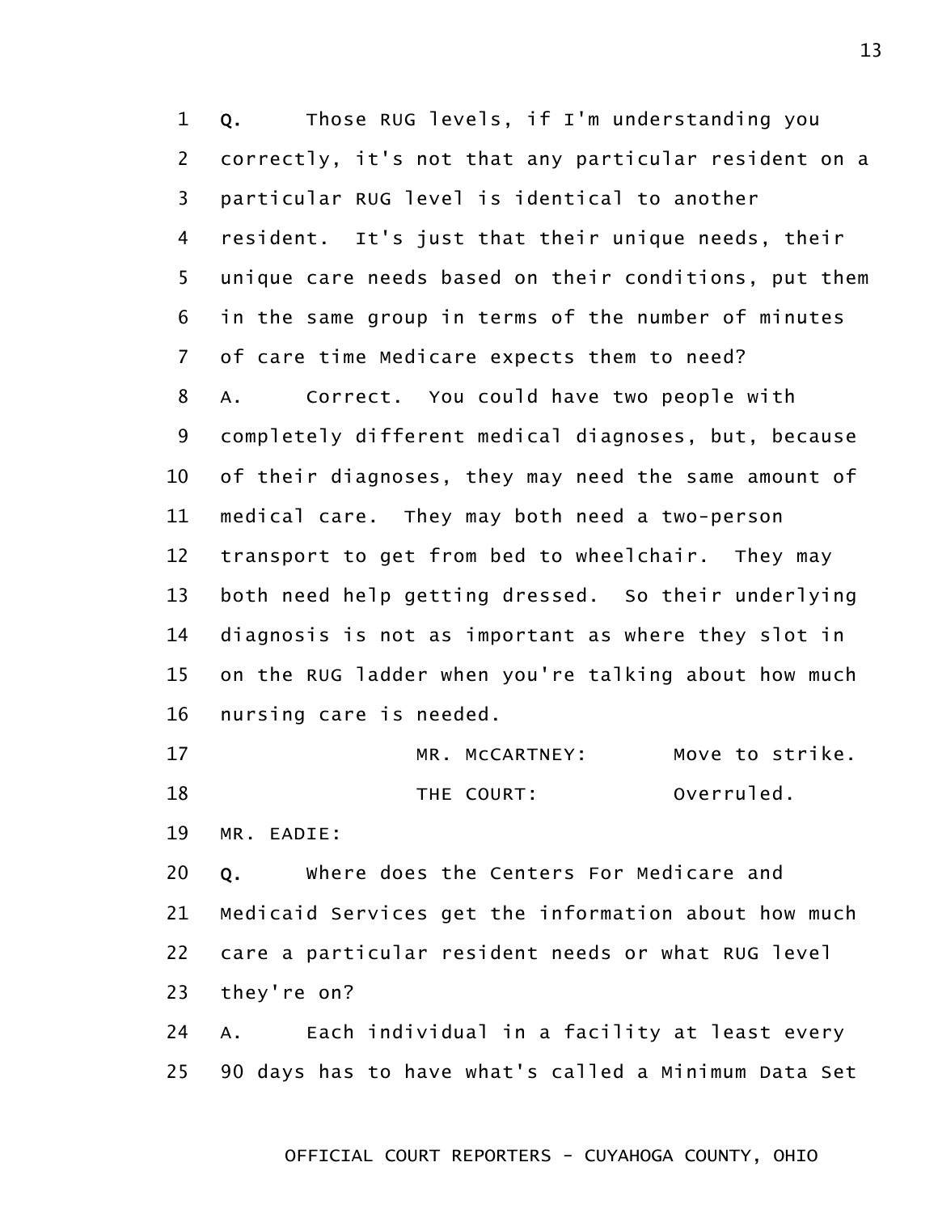1 Q. Those RUG levels, if I'm understanding you
2 correctly, it's not that any particular resident on a
3 particular RUG level is identical to another
4 resident. It's just that their unique needs, their
5 unique care needs based on their conditions, put them
6 in the same group in terms of the number of minutes
7 of care time Medicare expects them to need?
8 A. Correct. You could have two people with
9 completely different medical diagnoses, but, because
10 of their diagnoses, they may need the same amount of
11 medical care. They may both need a two-person
12 transport to get from bed to wheelchair. They may
13 both need help getting dressed. So their underlying
14 diagnosis is not as important as where they slot in
15 on the RUG ladder when you're talking about how much
16 nursing care is needed.
17 MR. McCARTNEY: Move to strike.
18 THE COURT: Overruled.
19 MR. EADIE:
20 Q. Where does the Centers For Medicare and
21 Medicaid Services get the information about how much
22 care a particular resident needs or what RUG level
23 they're on?
24 A. Each individual in a facility at least every
25 90 days has to have what's called a Minimum Data Set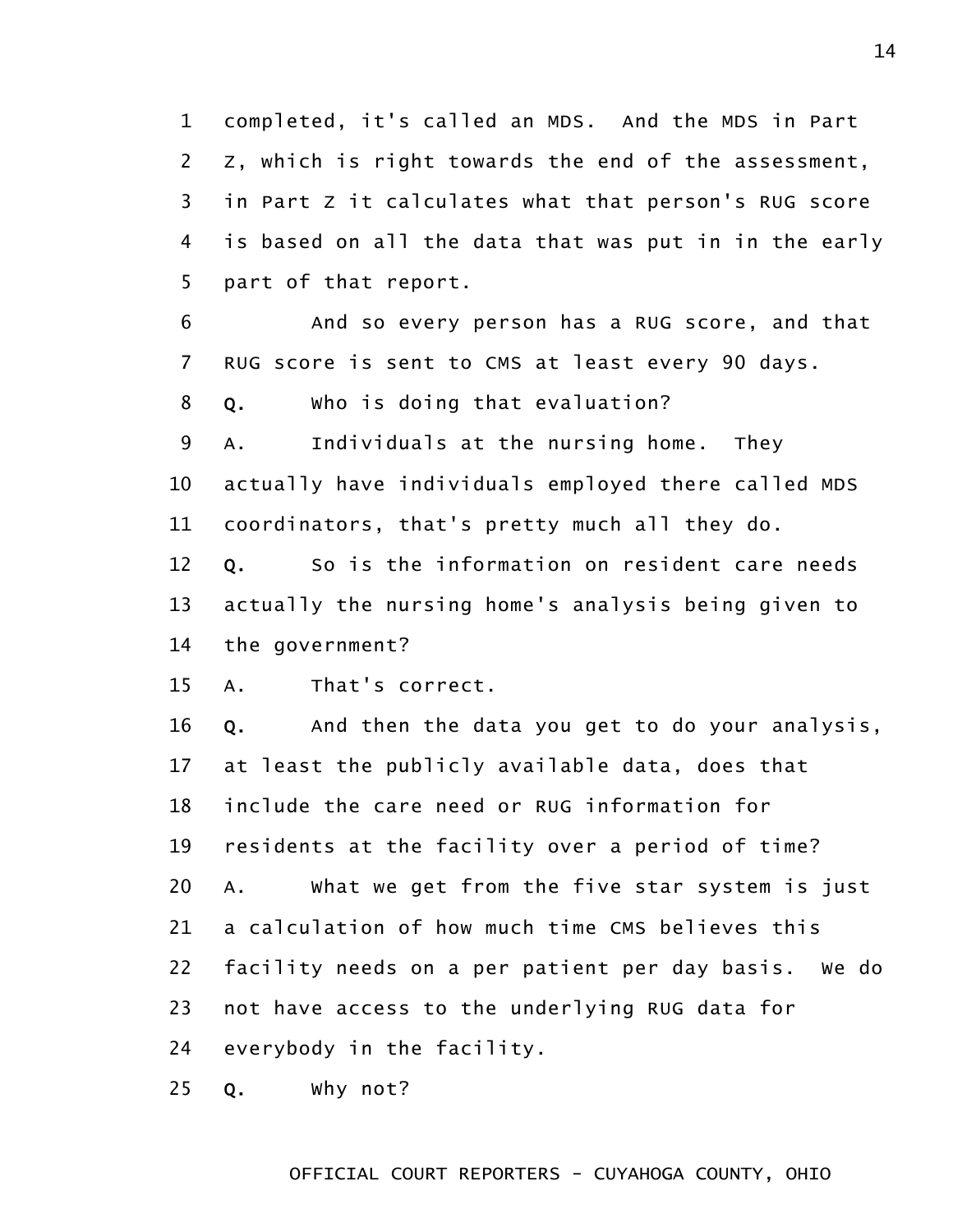completed, it's called an MDS. And the MDS in Part Z, which is right towards the end of the assessment, in Part Z it calculates what that person's RUG score is based on all the data that was put in in the early part of that report.

And so every person has a RUG score, and that RUG score is sent to CMS at least every 90 days.

**Q.** Who is doing that evaluation?

A. Individuals at the nursing home. They actually have individuals employed there called MDS coordinators, that's pretty much all they do.

**Q.** So is the information on resident care needs actually the nursing home's analysis being given to the government?

A. That's correct.

**Q.** And then the data you get to do your analysis, at least the publicly available data, does that include the care need or RUG information for residents at the facility over a period of time?

A. What we get from the five star system is just a calculation of how much time CMS believes this facility needs on a per patient per day basis. We do not have access to the underlying RUG data for everybody in the facility.

**Q.** Why not?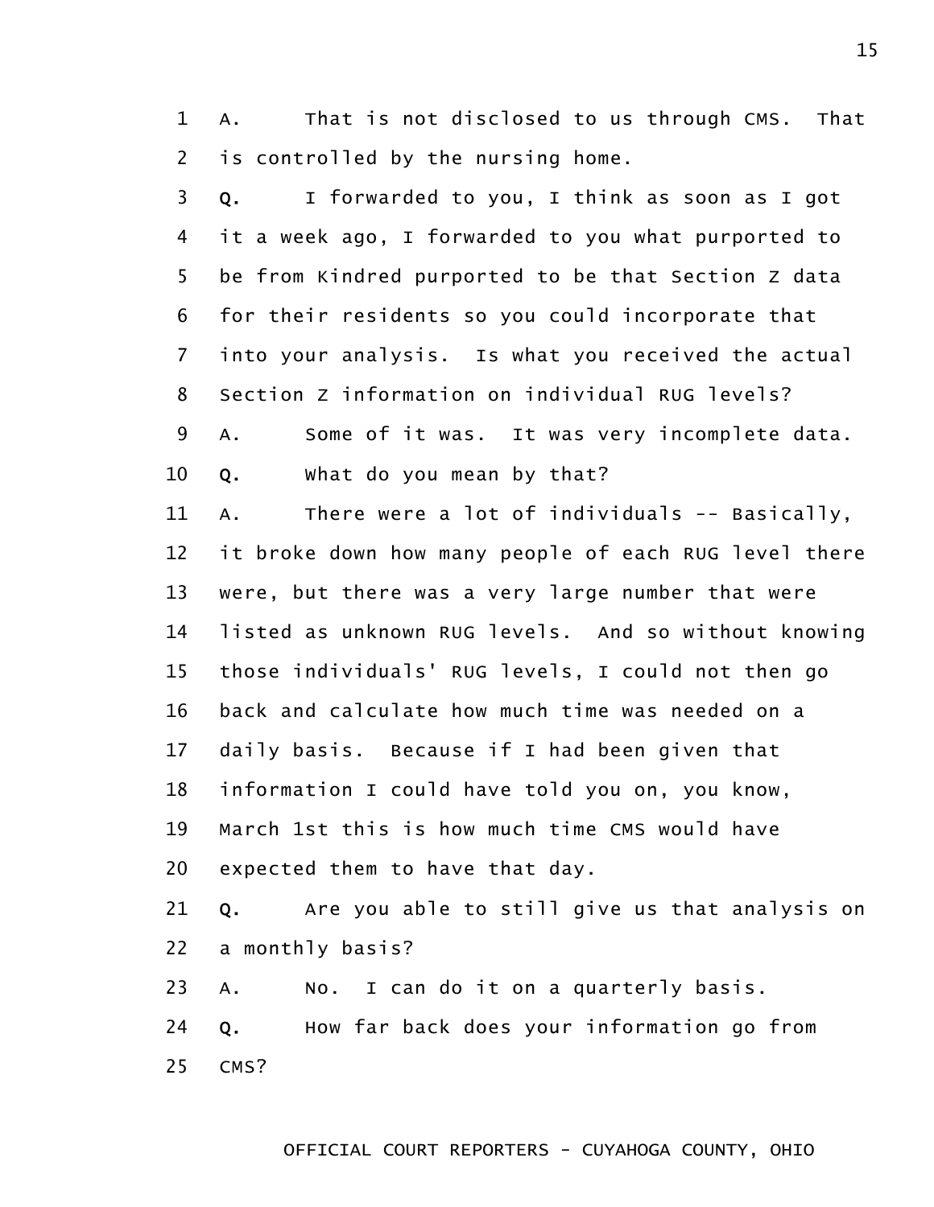A. That is not disclosed to us through CMS. That is controlled by the nursing home.

Q. I forwarded to you, I think as soon as I got it a week ago, I forwarded to you what purported to be from Kindred purported to be that Section Z data for their residents so you could incorporate that into your analysis. Is what you received the actual Section Z information on individual RUG levels?

A. Some of it was. It was very incomplete data.

Q. What do you mean by that?

A. There were a lot of individuals -- Basically, it broke down how many people of each RUG level there were, but there was a very large number that were listed as unknown RUG levels. And so without knowing those individuals' RUG levels, I could not then go back and calculate how much time was needed on a daily basis. Because if I had been given that information I could have told you on, you know, March 1st this is how much time CMS would have expected them to have that day.

Q. Are you able to still give us that analysis on a monthly basis?

A. No. I can do it on a quarterly basis.

Q. How far back does your information go from CMS?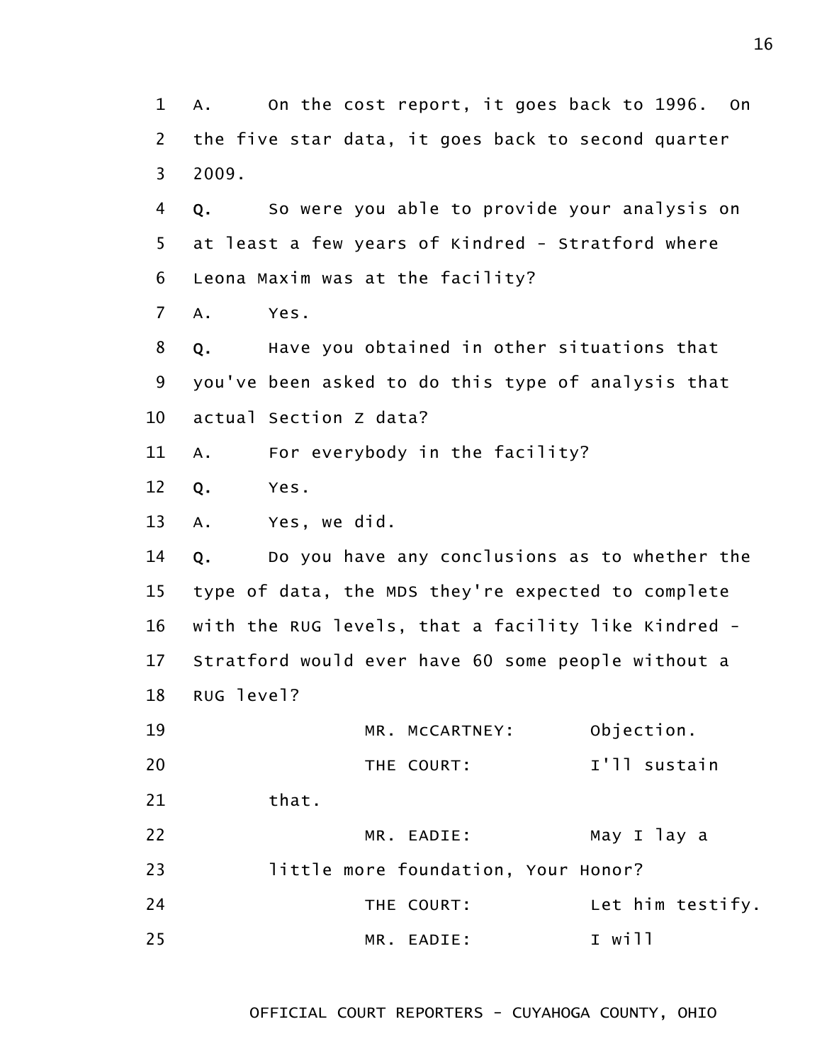A. On the cost report, it goes back to 1996. On the five star data, it goes back to second quarter 2009.

**Q.** So were you able to provide your analysis on at least a few years of Kindred - Stratford where Leona Maxim was at the facility?

A. Yes.

**Q.** Have you obtained in other situations that you've been asked to do this type of analysis that actual Section Z data?

A. For everybody in the facility?

**Q.** Yes.

A. Yes, we did.

**Q.** Do you have any conclusions as to whether the type of data, the MDS they're expected to complete with the RUG levels, that a facility like Kindred - Stratford would ever have 60 some people without a RUG level?

MR. McCARTNEY: Objection.

THE COURT: I'll sustain that.

MR. EADIE: May I lay a little more foundation, Your Honor?

THE COURT: Let him testify.

MR. EADIE: I will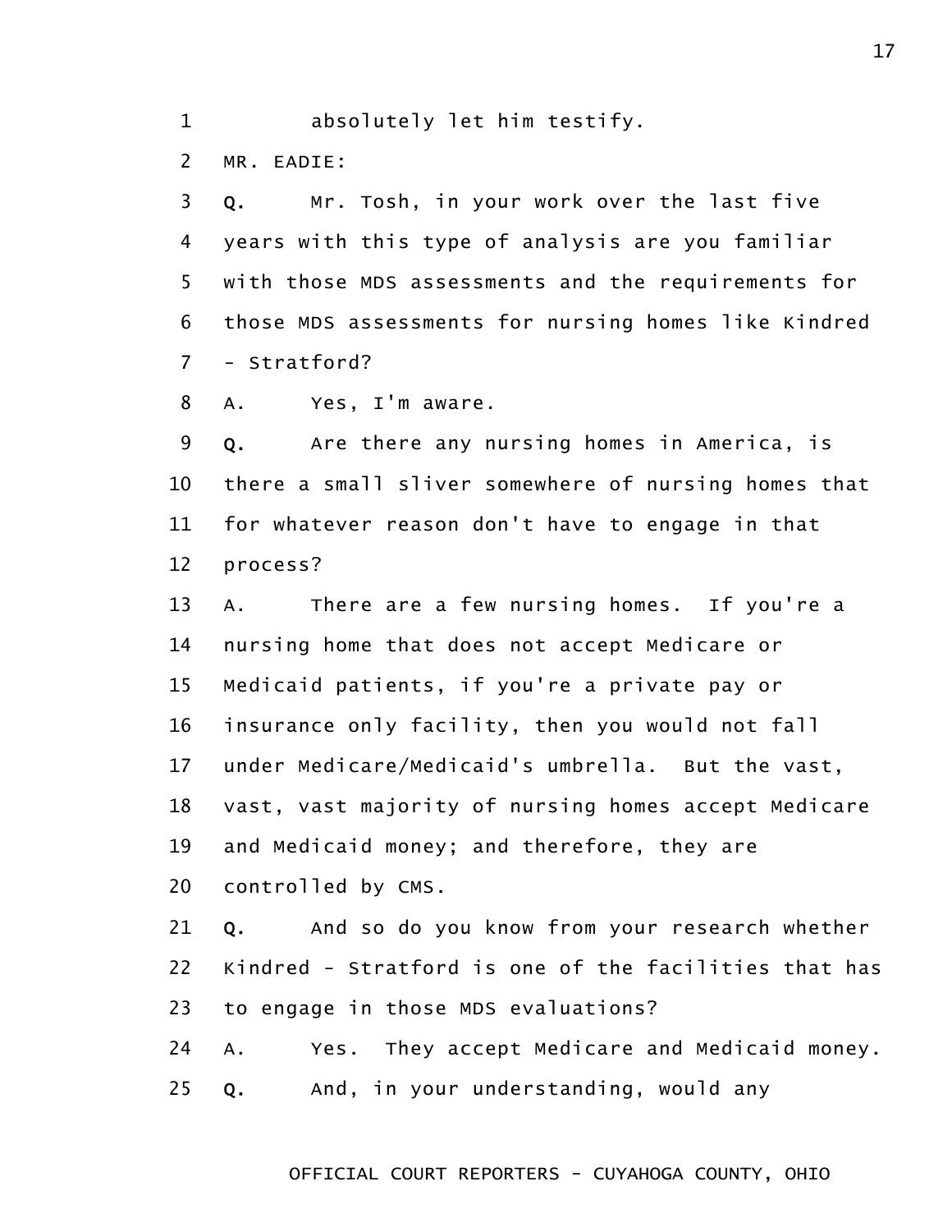absolutely let him testify.

MR. EADIE:

Q. Mr. Tosh, in your work over the last five years with this type of analysis are you familiar with those MDS assessments and the requirements for those MDS assessments for nursing homes like Kindred - Stratford?

A. Yes, I'm aware.

Q. Are there any nursing homes in America, is there a small sliver somewhere of nursing homes that for whatever reason don't have to engage in that process?

A. There are a few nursing homes. If you're a nursing home that does not accept Medicare or Medicaid patients, if you're a private pay or insurance only facility, then you would not fall under Medicare/Medicaid's umbrella. But the vast, vast, vast majority of nursing homes accept Medicare and Medicaid money; and therefore, they are controlled by CMS.

Q. And so do you know from your research whether Kindred - Stratford is one of the facilities that has to engage in those MDS evaluations?

A. Yes. They accept Medicare and Medicaid money.

Q. And, in your understanding, would any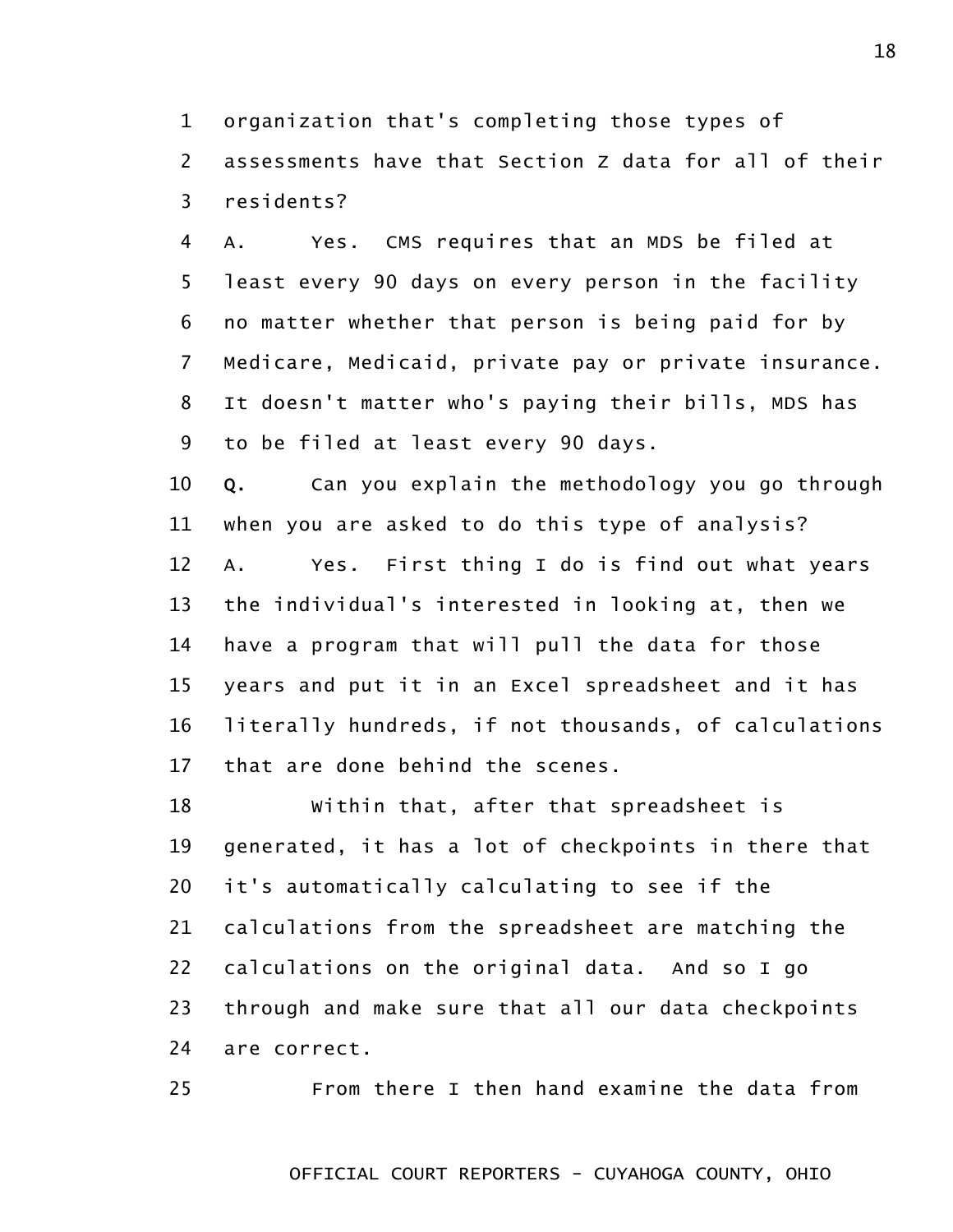organization that's completing those types of assessments have that Section Z data for all of their residents?

A. Yes. CMS requires that an MDS be filed at least every 90 days on every person in the facility no matter whether that person is being paid for by Medicare, Medicaid, private pay or private insurance. It doesn't matter who's paying their bills, MDS has to be filed at least every 90 days.

**Q.** Can you explain the methodology you go through when you are asked to do this type of analysis?

A. Yes. First thing I do is find out what years the individual's interested in looking at, then we have a program that will pull the data for those years and put it in an Excel spreadsheet and it has literally hundreds, if not thousands, of calculations that are done behind the scenes.

Within that, after that spreadsheet is generated, it has a lot of checkpoints in there that it's automatically calculating to see if the calculations from the spreadsheet are matching the calculations on the original data. And so I go through and make sure that all our data checkpoints are correct.

From there I then hand examine the data from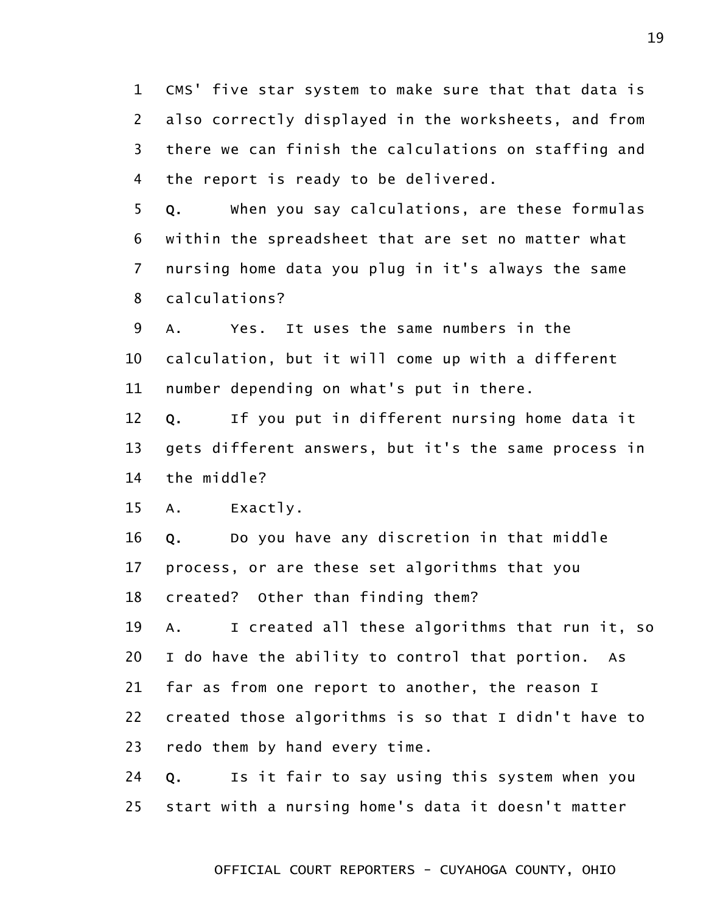1 CMS' five star system to make sure that that data is
2 also correctly displayed in the worksheets, and from
3 there we can finish the calculations on staffing and
4 the report is ready to be delivered.

5 **Q.** When you say calculations, are these formulas
6 within the spreadsheet that are set no matter what
7 nursing home data you plug in it's always the same
8 calculations?

9 A. Yes. It uses the same numbers in the
10 calculation, but it will come up with a different
11 number depending on what's put in there.

12 **Q.** If you put in different nursing home data it
13 gets different answers, but it's the same process in
14 the middle?

15 A. Exactly.

16 **Q.** Do you have any discretion in that middle
17 process, or are these set algorithms that you
18 created? Other than finding them?

19 A. I created all these algorithms that run it, so
20 I do have the ability to control that portion. As
21 far as from one report to another, the reason I
22 created those algorithms is so that I didn't have to
23 redo them by hand every time.

24 **Q.** Is it fair to say using this system when you
25 start with a nursing home's data it doesn't matter

OFFICIAL COURT REPORTERS - CUYAHOGA COUNTY, OHIO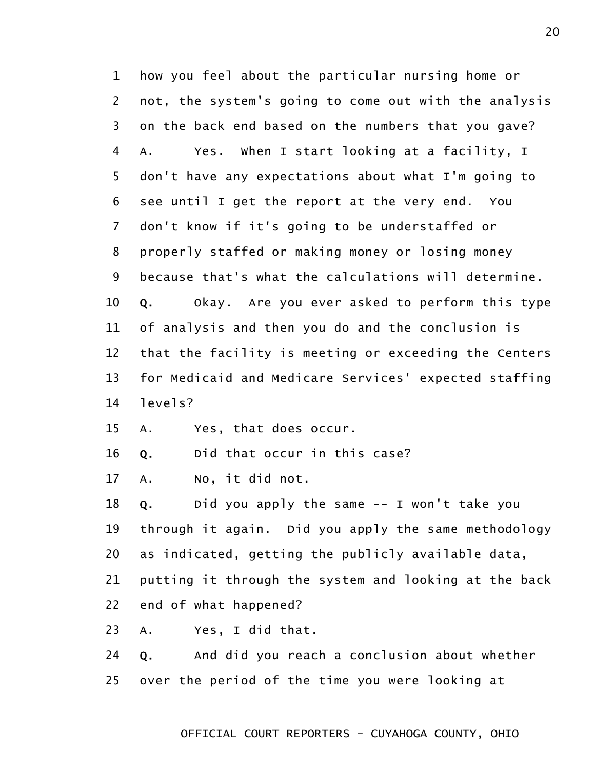1 how you feel about the particular nursing home or
2 not, the system's going to come out with the analysis
3 on the back end based on the numbers that you gave?
4 A. Yes. When I start looking at a facility, I
5 don't have any expectations about what I'm going to
6 see until I get the report at the very end. You
7 don't know if it's going to be understaffed or
8 properly staffed or making money or losing money
9 because that's what the calculations will determine.
10 **Q.** Okay. Are you ever asked to perform this type
11 of analysis and then you do and the conclusion is
12 that the facility is meeting or exceeding the Centers
13 for Medicaid and Medicare Services' expected staffing
14 levels?
15 A. Yes, that does occur.
16 **Q.** Did that occur in this case?
17 A. No, it did not.
18 **Q.** Did you apply the same -- I won't take you
19 through it again. Did you apply the same methodology
20 as indicated, getting the publicly available data,
21 putting it through the system and looking at the back
22 end of what happened?
23 A. Yes, I did that.
24 **Q.** And did you reach a conclusion about whether
25 over the period of the time you were looking at

OFFICIAL COURT REPORTERS - CUYAHOGA COUNTY, OHIO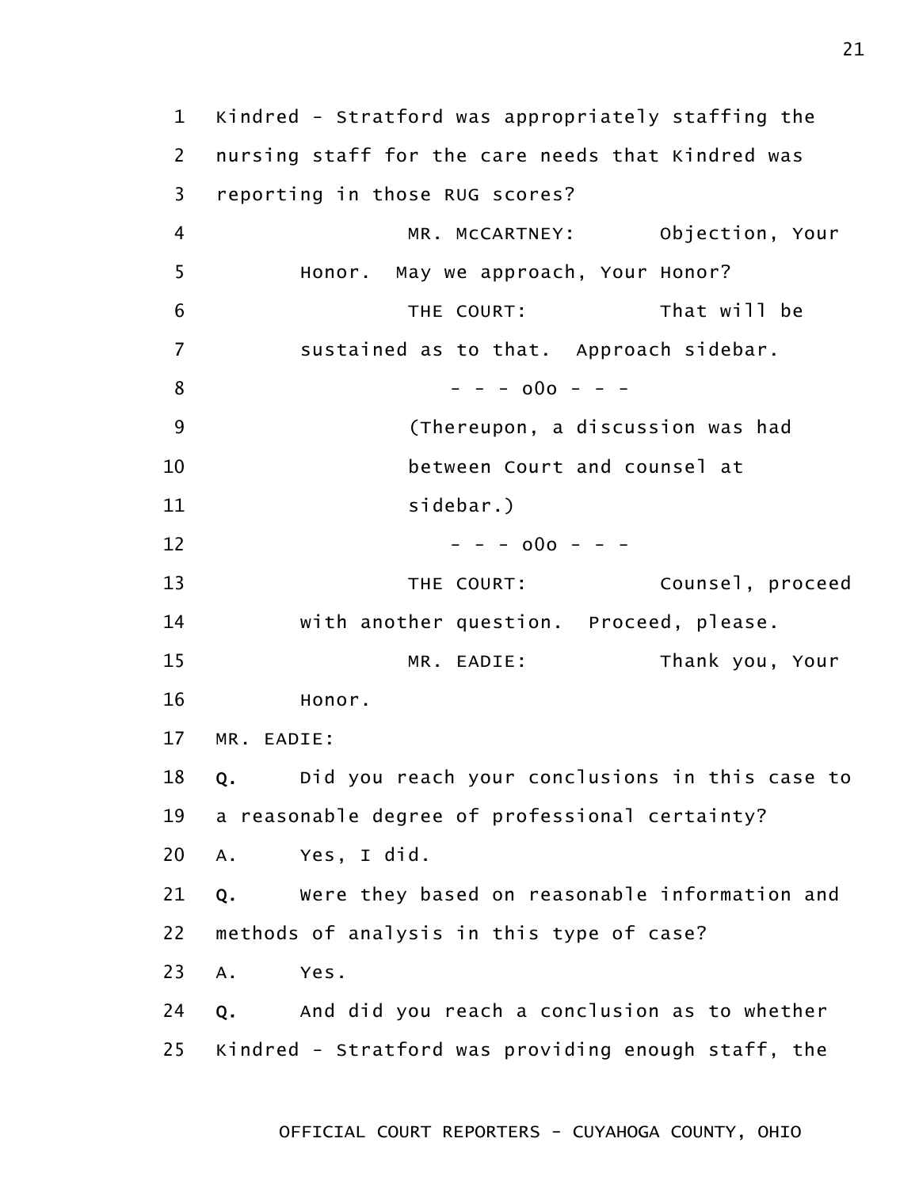1 Kindred - Stratford was appropriately staffing the
2 nursing staff for the care needs that Kindred was
3 reporting in those RUG scores?
4 MR. McCARTNEY: Objection, Your
5 Honor. May we approach, Your Honor?
6 THE COURT: That will be
7 sustained as to that. Approach sidebar.
8 - - - o0o - - -
9 (Thereupon, a discussion was had
10 between Court and counsel at
11 sidebar.)
12 - - - o0o - - -
13 THE COURT: Counsel, proceed
14 with another question. Proceed, please.
15 MR. EADIE: Thank you, Your
16 Honor.
17 MR. EADIE:
18 **Q.** Did you reach your conclusions in this case to
19 a reasonable degree of professional certainty?
20 A. Yes, I did.
21 **Q.** Were they based on reasonable information and
22 methods of analysis in this type of case?
23 A. Yes.
24 **Q.** And did you reach a conclusion as to whether
25 Kindred - Stratford was providing enough staff, the

OFFICIAL COURT REPORTERS - CUYAHOGA COUNTY, OHIO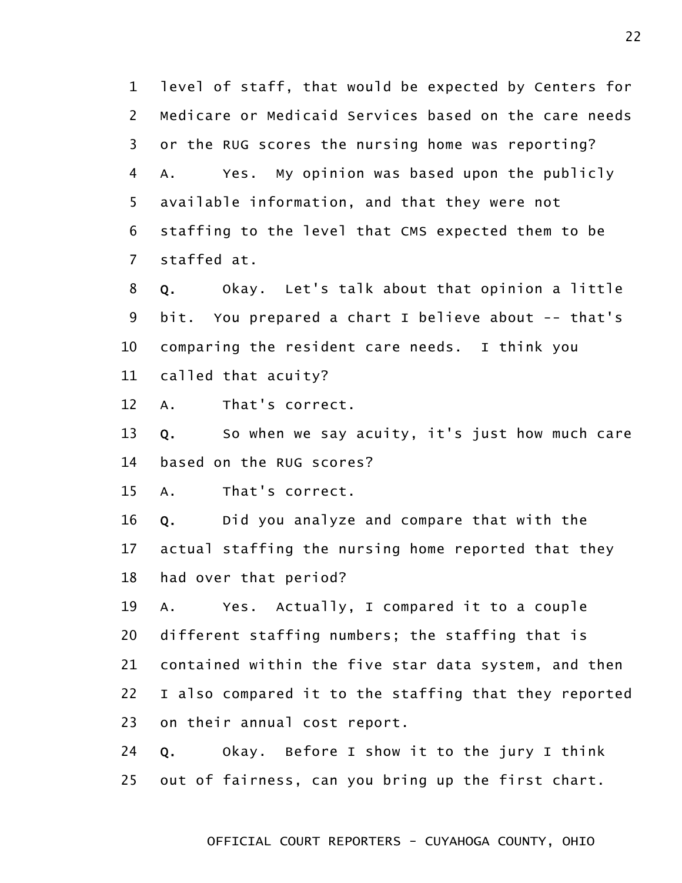1 level of staff, that would be expected by Centers for
2 Medicare or Medicaid Services based on the care needs
3 or the RUG scores the nursing home was reporting?
4 A. Yes. My opinion was based upon the publicly
5 available information, and that they were not
6 staffing to the level that CMS expected them to be
7 staffed at.
8 **Q.** Okay. Let's talk about that opinion a little
9 bit. You prepared a chart I believe about -- that's
10 comparing the resident care needs. I think you
11 called that acuity?
12 A. That's correct.
13 **Q.** So when we say acuity, it's just how much care
14 based on the RUG scores?
15 A. That's correct.
16 **Q.** Did you analyze and compare that with the
17 actual staffing the nursing home reported that they
18 had over that period?
19 A. Yes. Actually, I compared it to a couple
20 different staffing numbers; the staffing that is
21 contained within the five star data system, and then
22 I also compared it to the staffing that they reported
23 on their annual cost report.
24 **Q.** Okay. Before I show it to the jury I think
25 out of fairness, can you bring up the first chart.

OFFICIAL COURT REPORTERS - CUYAHOGA COUNTY, OHIO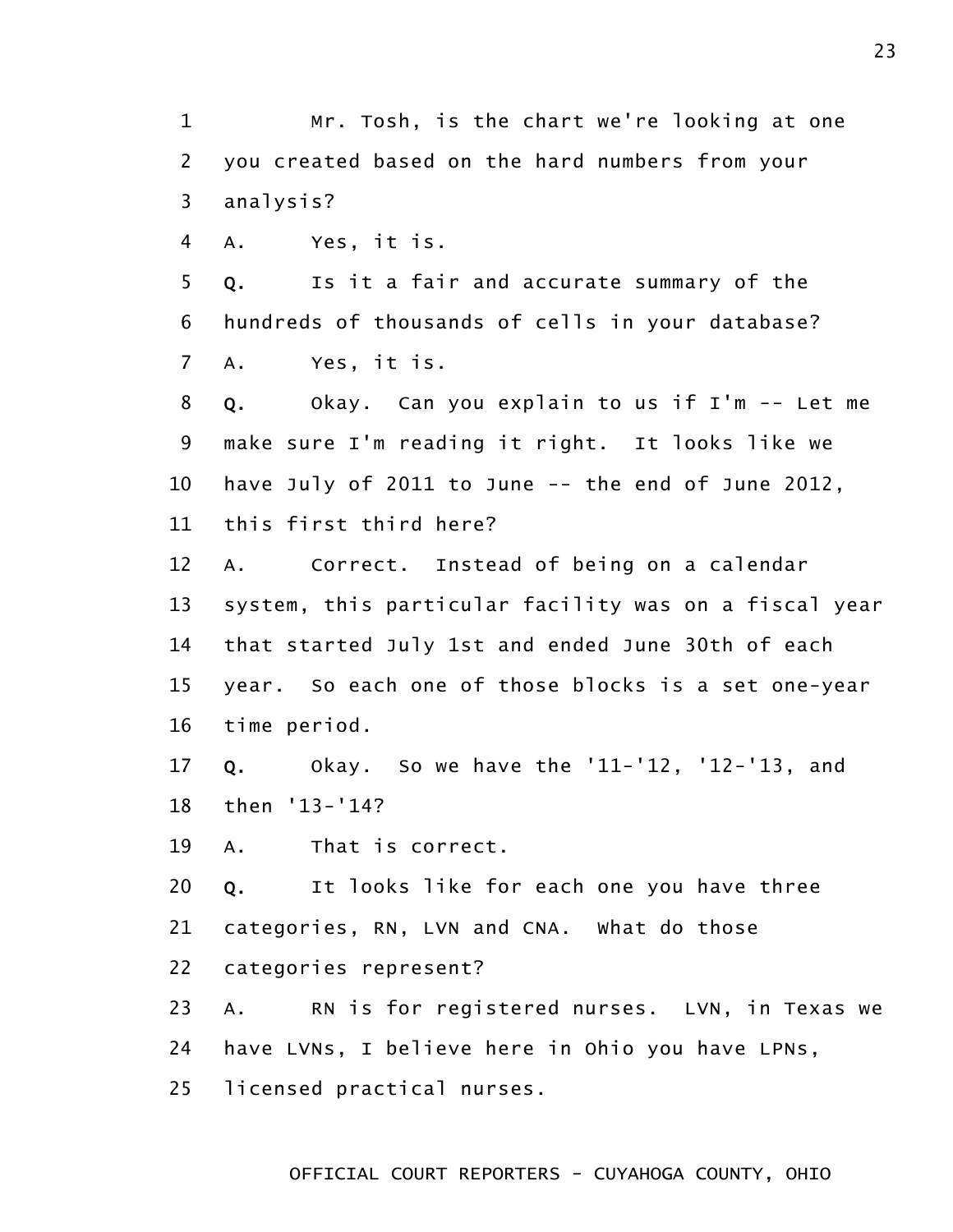1 Mr. Tosh, is the chart we're looking at one
2 you created based on the hard numbers from your
3 analysis?
4 A. Yes, it is.
5 **Q.** Is it a fair and accurate summary of the
6 hundreds of thousands of cells in your database?
7 A. Yes, it is.
8 **Q.** Okay. Can you explain to us if I'm -- Let me
9 make sure I'm reading it right. It looks like we
10 have July of 2011 to June -- the end of June 2012,
11 this first third here?
12 A. Correct. Instead of being on a calendar
13 system, this particular facility was on a fiscal year
14 that started July 1st and ended June 30th of each
15 year. So each one of those blocks is a set one-year
16 time period.
17 **Q.** Okay. So we have the '11-'12, '12-'13, and
18 then '13-'14?
19 A. That is correct.
20 **Q.** It looks like for each one you have three
21 categories, RN, LVN and CNA. What do those
22 categories represent?
23 A. RN is for registered nurses. LVN, in Texas we
24 have LVNs, I believe here in Ohio you have LPNs,
25 licensed practical nurses.

OFFICIAL COURT REPORTERS - CUYAHOGA COUNTY, OHIO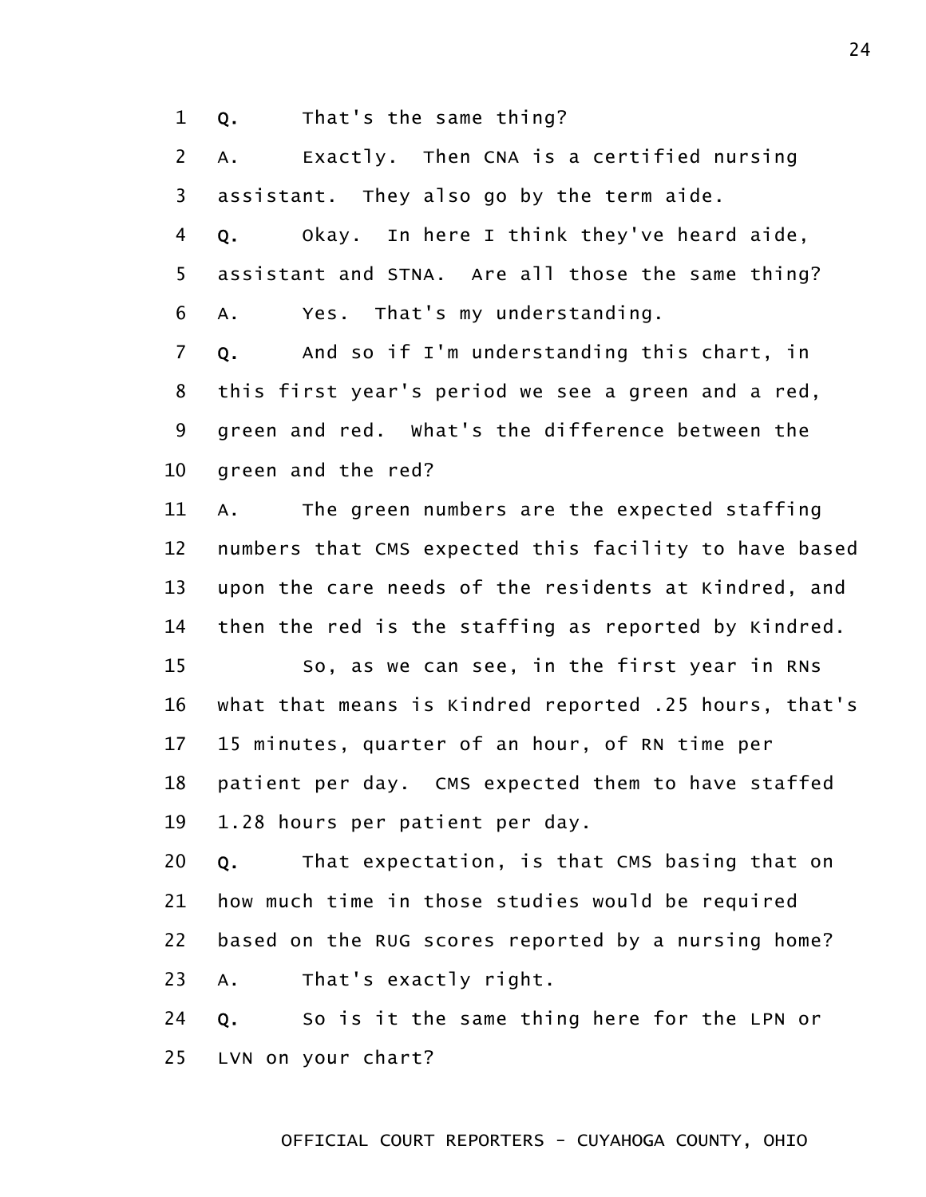1 Q. That's the same thing?

2 A. Exactly. Then CNA is a certified nursing

3 assistant. They also go by the term aide.

4 Q. Okay. In here I think they've heard aide,

5 assistant and STNA. Are all those the same thing?

6 A. Yes. That's my understanding.

7 Q. And so if I'm understanding this chart, in

8 this first year's period we see a green and a red,

9 green and red. What's the difference between the

10 green and the red?

11 A. The green numbers are the expected staffing

12 numbers that CMS expected this facility to have based

13 upon the care needs of the residents at Kindred, and

14 then the red is the staffing as reported by Kindred.

15 So, as we can see, in the first year in RNs

16 what that means is Kindred reported .25 hours, that's

17 15 minutes, quarter of an hour, of RN time per

18 patient per day. CMS expected them to have staffed

19 1.28 hours per patient per day.

20 Q. That expectation, is that CMS basing that on

21 how much time in those studies would be required

22 based on the RUG scores reported by a nursing home?

23 A. That's exactly right.

24 Q. So is it the same thing here for the LPN or

25 LVN on your chart?

OFFICIAL COURT REPORTERS - CUYAHOGA COUNTY, OHIO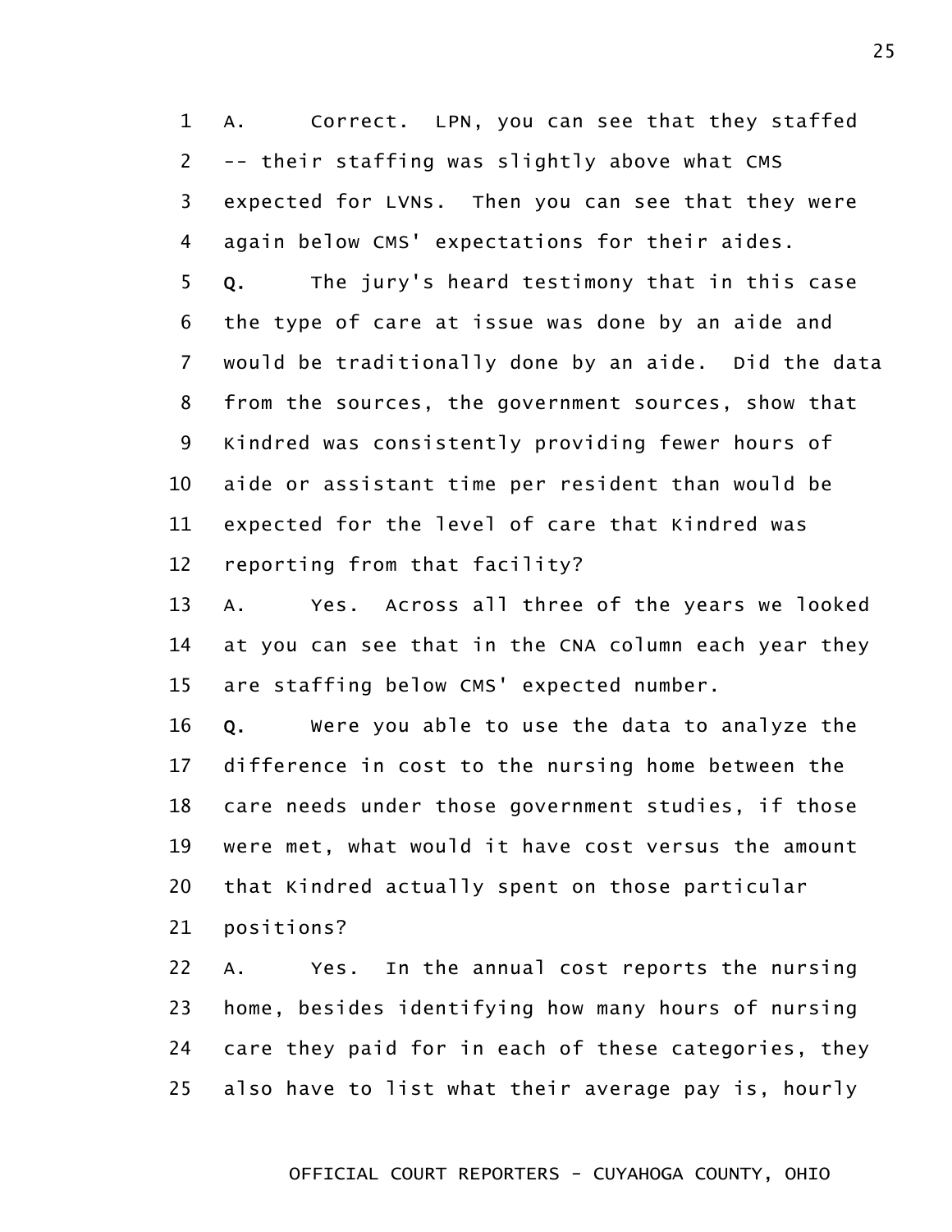1 A. Correct. LPN, you can see that they staffed
2 -- their staffing was slightly above what CMS
3 expected for LVNs. Then you can see that they were
4 again below CMS' expectations for their aides.
5 **Q.** The jury's heard testimony that in this case
6 the type of care at issue was done by an aide and
7 would be traditionally done by an aide. Did the data
8 from the sources, the government sources, show that
9 Kindred was consistently providing fewer hours of
10 aide or assistant time per resident than would be
11 expected for the level of care that Kindred was
12 reporting from that facility?
13 A. Yes. Across all three of the years we looked
14 at you can see that in the CNA column each year they
15 are staffing below CMS' expected number.
16 **Q.** Were you able to use the data to analyze the
17 difference in cost to the nursing home between the
18 care needs under those government studies, if those
19 were met, what would it have cost versus the amount
20 that Kindred actually spent on those particular
21 positions?
22 A. Yes. In the annual cost reports the nursing
23 home, besides identifying how many hours of nursing
24 care they paid for in each of these categories, they
25 also have to list what their average pay is, hourly

OFFICIAL COURT REPORTERS - CUYAHOGA COUNTY, OHIO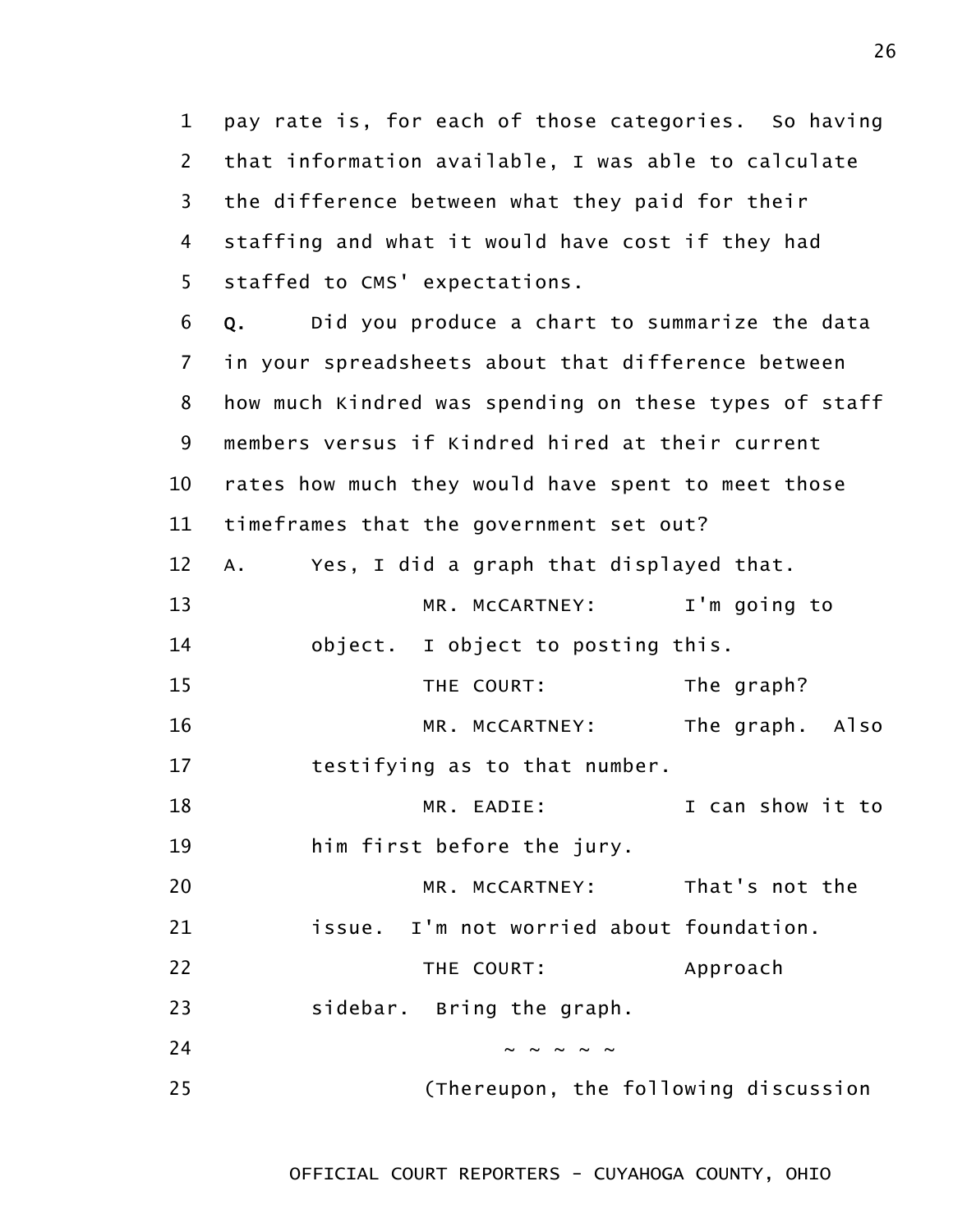1 pay rate is, for each of those categories. So having
2 that information available, I was able to calculate
3 the difference between what they paid for their
4 staffing and what it would have cost if they had
5 staffed to CMS' expectations.

6 **Q.** Did you produce a chart to summarize the data
7 in your spreadsheets about that difference between
8 how much Kindred was spending on these types of staff
9 members versus if Kindred hired at their current
10 rates how much they would have spent to meet those
11 timeframes that the government set out?

12 A. Yes, I did a graph that displayed that.

13 MR. McCARTNEY: I'm going to
14 object. I object to posting this.

15 THE COURT: The graph?

16 MR. McCARTNEY: The graph. Also
17 testifying as to that number.

18 MR. EADIE: I can show it to
19 him first before the jury.

20 MR. McCARTNEY: That's not the
21 issue. I'm not worried about foundation.

22 THE COURT: Approach
23 sidebar. Bring the graph.

24 ~ ~ ~ ~ ~

25 (Thereupon, the following discussion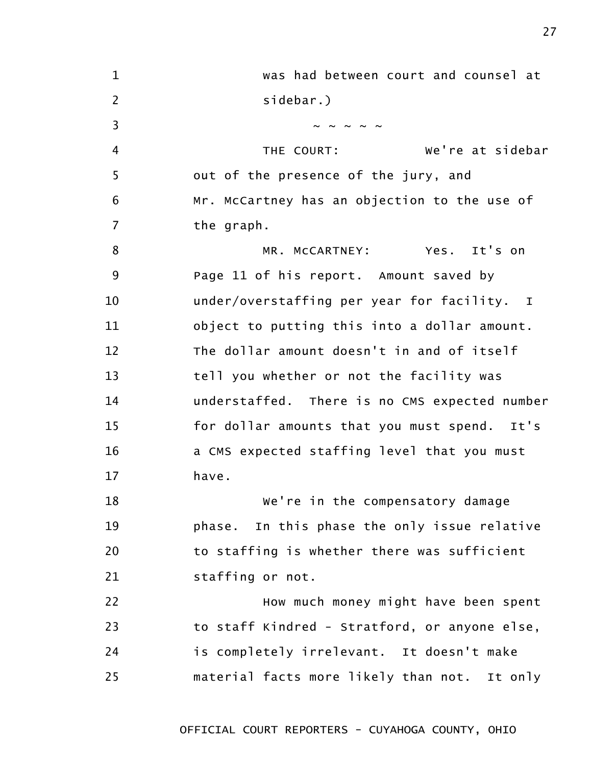1 was had between court and counsel at
2 sidebar.)
3 ~ ~ ~ ~ ~
4 THE COURT: We're at sidebar
5 out of the presence of the jury, and
6 Mr. McCartney has an objection to the use of
7 the graph.
8 MR. McCARTNEY: Yes. It's on
9 Page 11 of his report. Amount saved by
10 under/overstaffing per year for facility. I
11 object to putting this into a dollar amount.
12 The dollar amount doesn't in and of itself
13 tell you whether or not the facility was
14 understaffed. There is no CMS expected number
15 for dollar amounts that you must spend. It's
16 a CMS expected staffing level that you must
17 have.
18 We're in the compensatory damage
19 phase. In this phase the only issue relative
20 to staffing is whether there was sufficient
21 staffing or not.
22 How much money might have been spent
23 to staff Kindred - Stratford, or anyone else,
24 is completely irrelevant. It doesn't make
25 material facts more likely than not. It only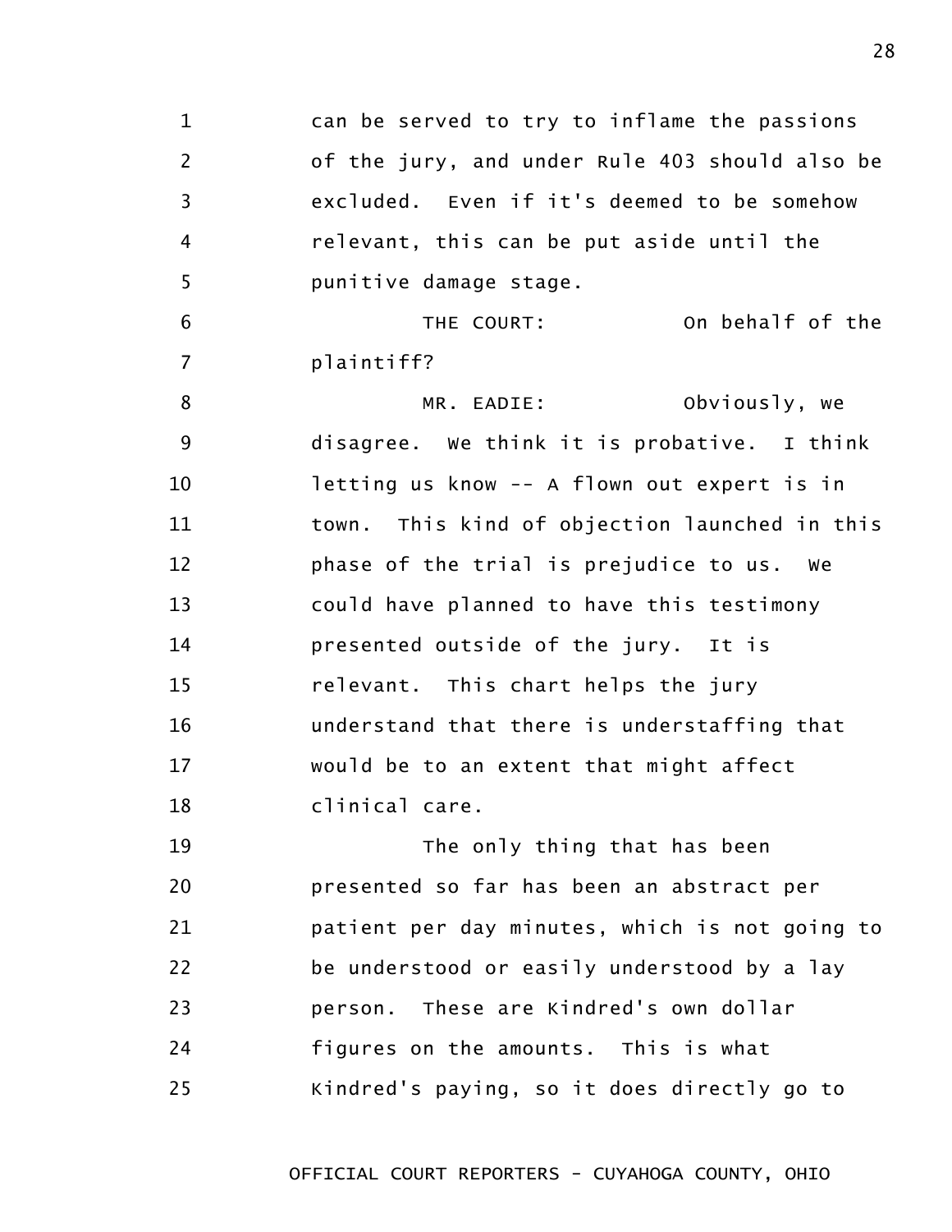can be served to try to inflame the passions of the jury, and under Rule 403 should also be excluded. Even if it's deemed to be somehow relevant, this can be put aside until the punitive damage stage.

THE COURT: On behalf of the plaintiff?

MR. EADIE: Obviously, we disagree. We think it is probative. I think letting us know -- A flown out expert is in town. This kind of objection launched in this phase of the trial is prejudice to us. We could have planned to have this testimony presented outside of the jury. It is relevant. This chart helps the jury understand that there is understaffing that would be to an extent that might affect clinical care.

The only thing that has been presented so far has been an abstract per patient per day minutes, which is not going to be understood or easily understood by a lay person. These are Kindred's own dollar figures on the amounts. This is what Kindred's paying, so it does directly go to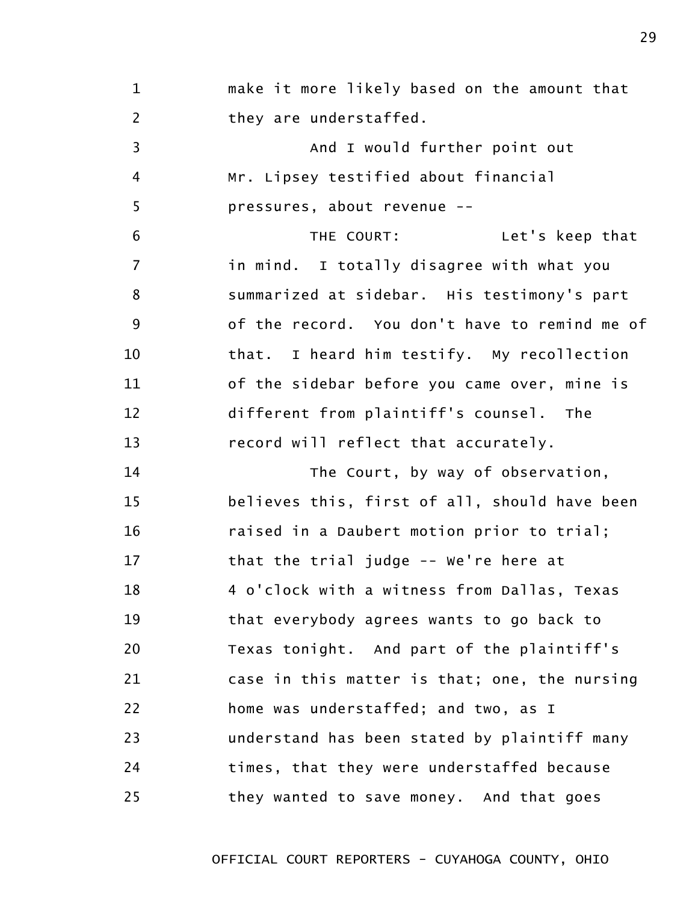make it more likely based on the amount that they are understaffed.

And I would further point out Mr. Lipsey testified about financial pressures, about revenue --

THE COURT: Let's keep that in mind. I totally disagree with what you summarized at sidebar. His testimony's part of the record. You don't have to remind me of that. I heard him testify. My recollection of the sidebar before you came over, mine is different from plaintiff's counsel. The record will reflect that accurately.

The Court, by way of observation, believes this, first of all, should have been raised in a Daubert motion prior to trial; that the trial judge -- We're here at 4 o'clock with a witness from Dallas, Texas that everybody agrees wants to go back to Texas tonight. And part of the plaintiff's case in this matter is that; one, the nursing home was understaffed; and two, as I understand has been stated by plaintiff many times, that they were understaffed because they wanted to save money. And that goes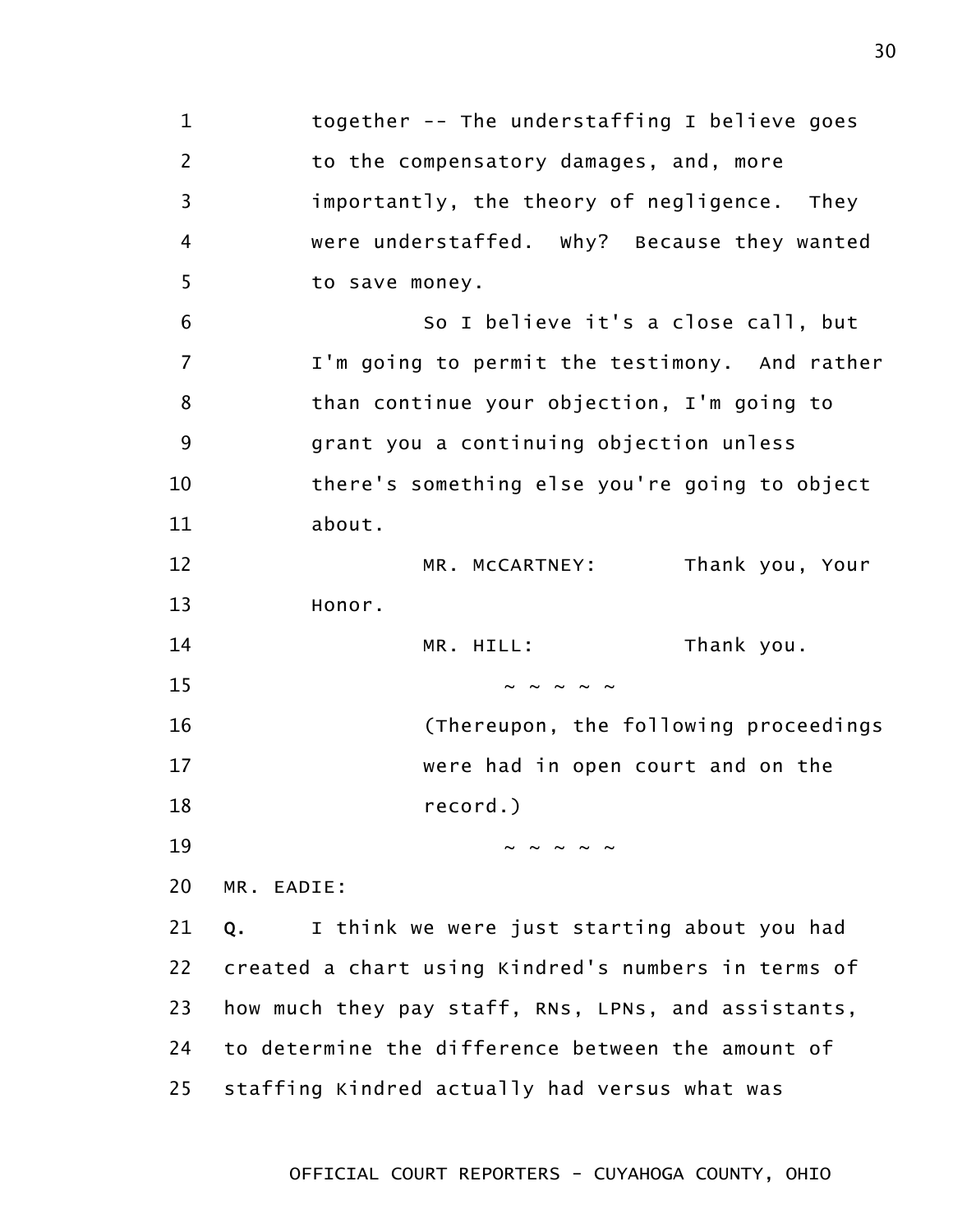1 together -- The understaffing I believe goes
2 to the compensatory damages, and, more
3 importantly, the theory of negligence. They
4 were understaffed. Why? Because they wanted
5 to save money.

6 So I believe it's a close call, but
7 I'm going to permit the testimony. And rather
8 than continue your objection, I'm going to
9 grant you a continuing objection unless
10 there's something else you're going to object
11 about.

12 MR. McCARTNEY: Thank you, Your
13 Honor.

14 MR. HILL: Thank you.

15 ~ ~ ~ ~ ~

16 (Thereupon, the following proceedings
17 were had in open court and on the
18 record.)

19 ~ ~ ~ ~ ~

20 MR. EADIE:

21 **Q.** I think we were just starting about you had
22 created a chart using Kindred's numbers in terms of
23 how much they pay staff, RNs, LPNs, and assistants,
24 to determine the difference between the amount of
25 staffing Kindred actually had versus what was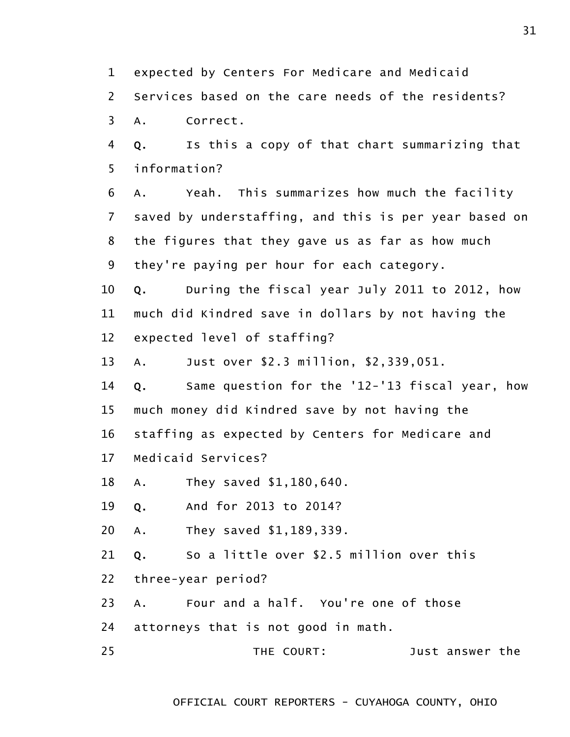1 expected by Centers For Medicare and Medicaid

2 Services based on the care needs of the residents?

3 A. Correct.

4 **Q.** Is this a copy of that chart summarizing that

5 information?

6 A. Yeah. This summarizes how much the facility

7 saved by understaffing, and this is per year based on

8 the figures that they gave us as far as how much

9 they're paying per hour for each category.

10 **Q.** During the fiscal year July 2011 to 2012, how

11 much did Kindred save in dollars by not having the

12 expected level of staffing?

13 A. Just over $2.3 million, $2,339,051.

14 **Q.** Same question for the '12-'13 fiscal year, how

15 much money did Kindred save by not having the

16 staffing as expected by Centers for Medicare and

17 Medicaid Services?

18 A. They saved $1,180,640.

19 **Q.** And for 2013 to 2014?

20 A. They saved $1,189,339.

21 **Q.** So a little over $2.5 million over this

22 three-year period?

23 A. Four and a half. You're one of those

24 attorneys that is not good in math.

25 THE COURT: Just answer the

OFFICIAL COURT REPORTERS - CUYAHOGA COUNTY, OHIO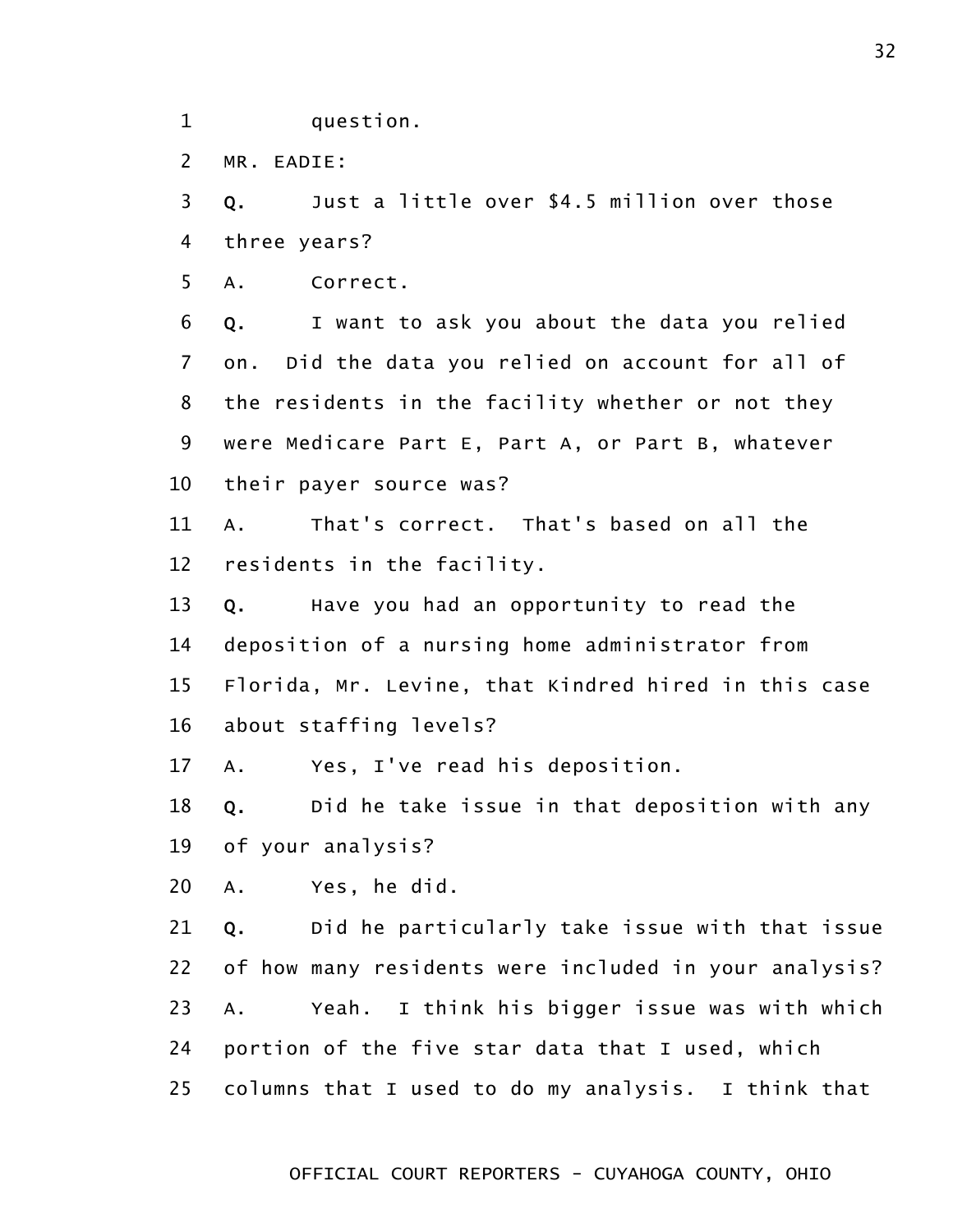1 question.

2 MR. EADIE:

3 **Q.** Just a little over $4.5 million over those

4 three years?

5 A. Correct.

6 **Q.** I want to ask you about the data you relied

7 on. Did the data you relied on account for all of

8 the residents in the facility whether or not they

9 were Medicare Part E, Part A, or Part B, whatever

10 their payer source was?

11 A. That's correct. That's based on all the

12 residents in the facility.

13 **Q.** Have you had an opportunity to read the

14 deposition of a nursing home administrator from

15 Florida, Mr. Levine, that Kindred hired in this case

16 about staffing levels?

17 A. Yes, I've read his deposition.

18 **Q.** Did he take issue in that deposition with any

19 of your analysis?

20 A. Yes, he did.

21 **Q.** Did he particularly take issue with that issue

22 of how many residents were included in your analysis?

23 A. Yeah. I think his bigger issue was with which

24 portion of the five star data that I used, which

25 columns that I used to do my analysis. I think that

OFFICIAL COURT REPORTERS - CUYAHOGA COUNTY, OHIO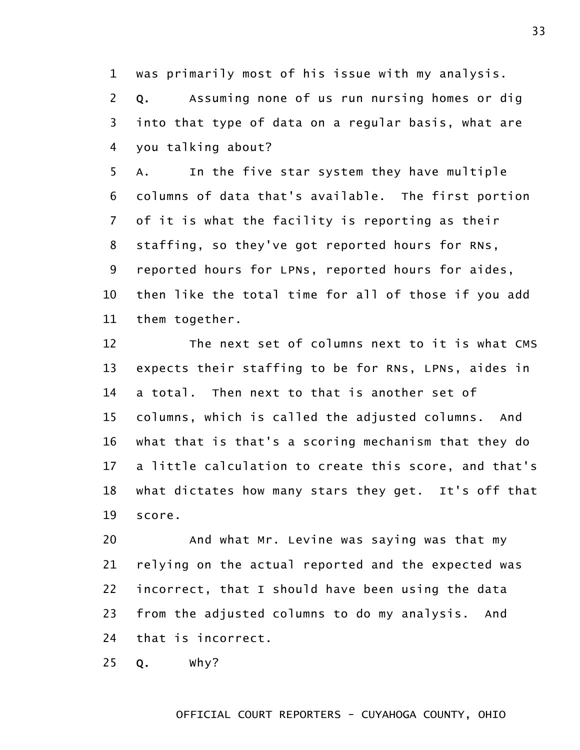1 was primarily most of his issue with my analysis.

2 **Q.** Assuming none of us run nursing homes or dig

3 into that type of data on a regular basis, what are

4 you talking about?

5 A. In the five star system they have multiple

6 columns of data that's available. The first portion

7 of it is what the facility is reporting as their

8 staffing, so they've got reported hours for RNs,

9 reported hours for LPNs, reported hours for aides,

10 then like the total time for all of those if you add

11 them together.

12 The next set of columns next to it is what CMS

13 expects their staffing to be for RNs, LPNs, aides in

14 a total. Then next to that is another set of

15 columns, which is called the adjusted columns. And

16 what that is that's a scoring mechanism that they do

17 a little calculation to create this score, and that's

18 what dictates how many stars they get. It's off that

19 score.

20 And what Mr. Levine was saying was that my

21 relying on the actual reported and the expected was

22 incorrect, that I should have been using the data

23 from the adjusted columns to do my analysis. And

24 that is incorrect.

25 **Q.** Why?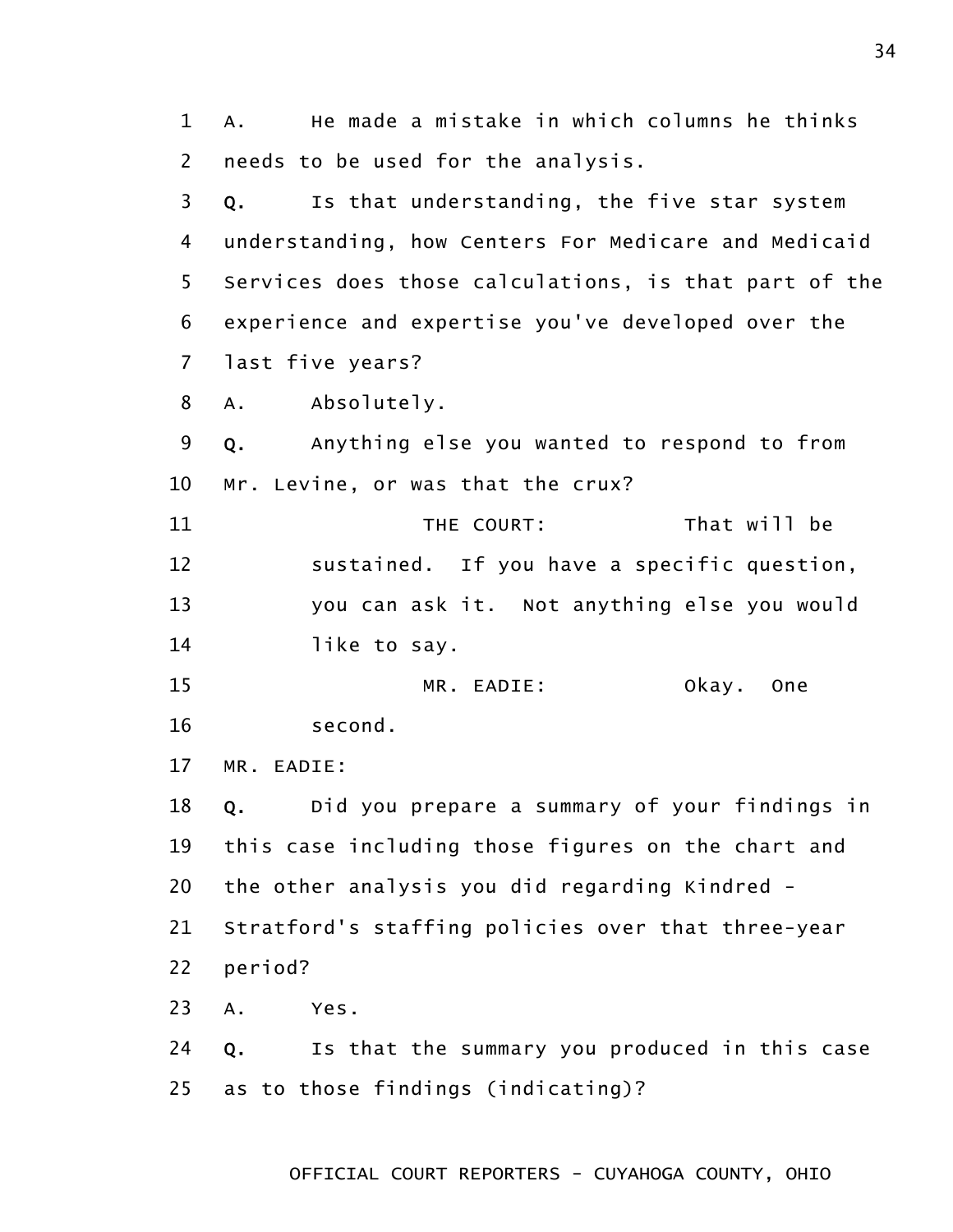1 A. He made a mistake in which columns he thinks
2 needs to be used for the analysis.
3 Q. Is that understanding, the five star system
4 understanding, how Centers For Medicare and Medicaid
5 Services does those calculations, is that part of the
6 experience and expertise you've developed over the
7 last five years?
8 A. Absolutely.
9 Q. Anything else you wanted to respond to from
10 Mr. Levine, or was that the crux?
11 THE COURT: That will be
12 sustained. If you have a specific question,
13 you can ask it. Not anything else you would
14 like to say.
15 MR. EADIE: Okay. One
16 second.
17 MR. EADIE:
18 Q. Did you prepare a summary of your findings in
19 this case including those figures on the chart and
20 the other analysis you did regarding Kindred -
21 Stratford's staffing policies over that three-year
22 period?
23 A. Yes.
24 Q. Is that the summary you produced in this case
25 as to those findings (indicating)?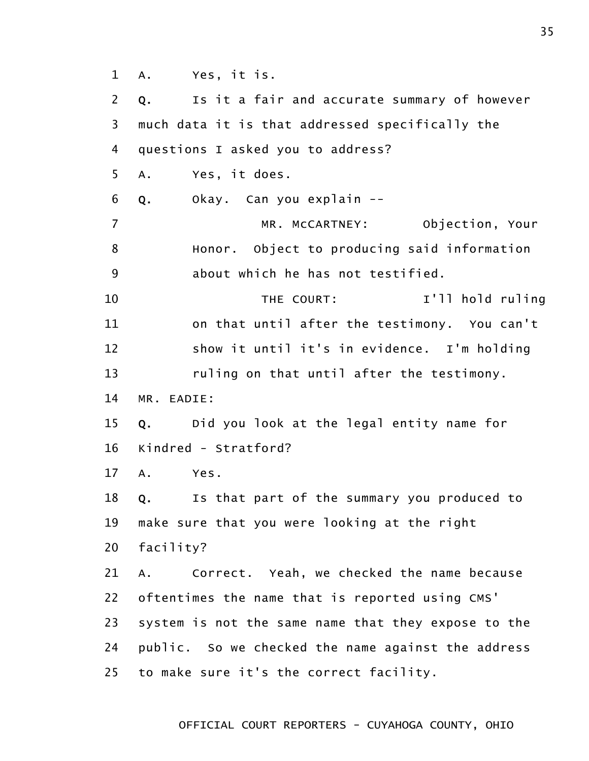1 A. Yes, it is.

2 **Q.** Is it a fair and accurate summary of however

3 much data it is that addressed specifically the

4 questions I asked you to address?

5 A. Yes, it does.

6 **Q.** Okay. Can you explain --

7 MR. McCARTNEY: Objection, Your

8 Honor. Object to producing said information

9 about which he has not testified.

10 THE COURT: I'll hold ruling

11 on that until after the testimony. You can't

12 show it until it's in evidence. I'm holding

13 ruling on that until after the testimony.

14 MR. EADIE:

15 **Q.** Did you look at the legal entity name for

16 Kindred - Stratford?

17 A. Yes.

18 **Q.** Is that part of the summary you produced to

19 make sure that you were looking at the right

20 facility?

21 A. Correct. Yeah, we checked the name because

22 oftentimes the name that is reported using CMS'

23 system is not the same name that they expose to the

24 public. So we checked the name against the address

25 to make sure it's the correct facility.

OFFICIAL COURT REPORTERS - CUYAHOGA COUNTY, OHIO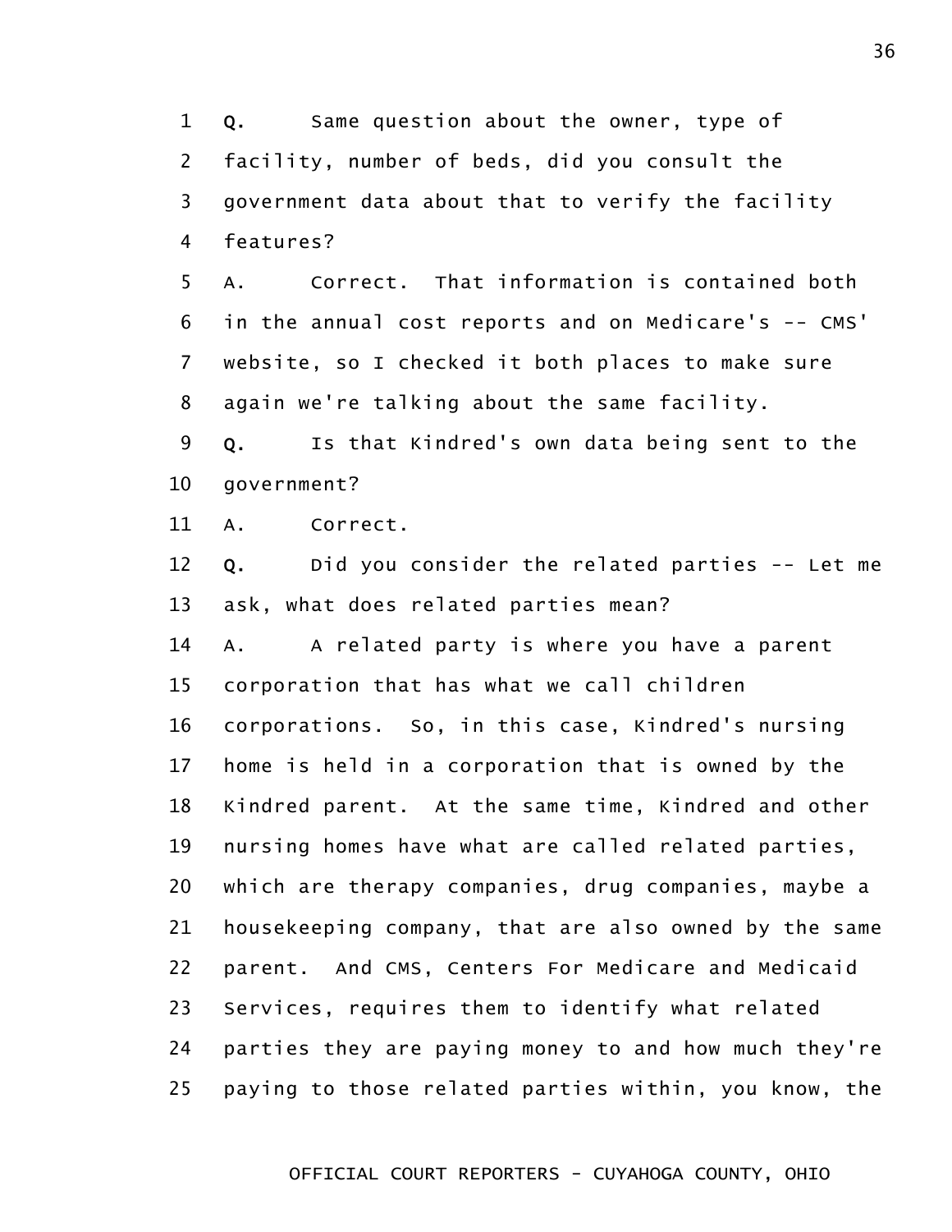1 **Q.** Same question about the owner, type of
2 facility, number of beds, did you consult the
3 government data about that to verify the facility
4 features?
5 A. Correct. That information is contained both
6 in the annual cost reports and on Medicare's -- CMS'
7 website, so I checked it both places to make sure
8 again we're talking about the same facility.
9 **Q.** Is that Kindred's own data being sent to the
10 government?
11 A. Correct.
12 **Q.** Did you consider the related parties -- Let me
13 ask, what does related parties mean?
14 A. A related party is where you have a parent
15 corporation that has what we call children
16 corporations. So, in this case, Kindred's nursing
17 home is held in a corporation that is owned by the
18 Kindred parent. At the same time, Kindred and other
19 nursing homes have what are called related parties,
20 which are therapy companies, drug companies, maybe a
21 housekeeping company, that are also owned by the same
22 parent. And CMS, Centers For Medicare and Medicaid
23 Services, requires them to identify what related
24 parties they are paying money to and how much they're
25 paying to those related parties within, you know, the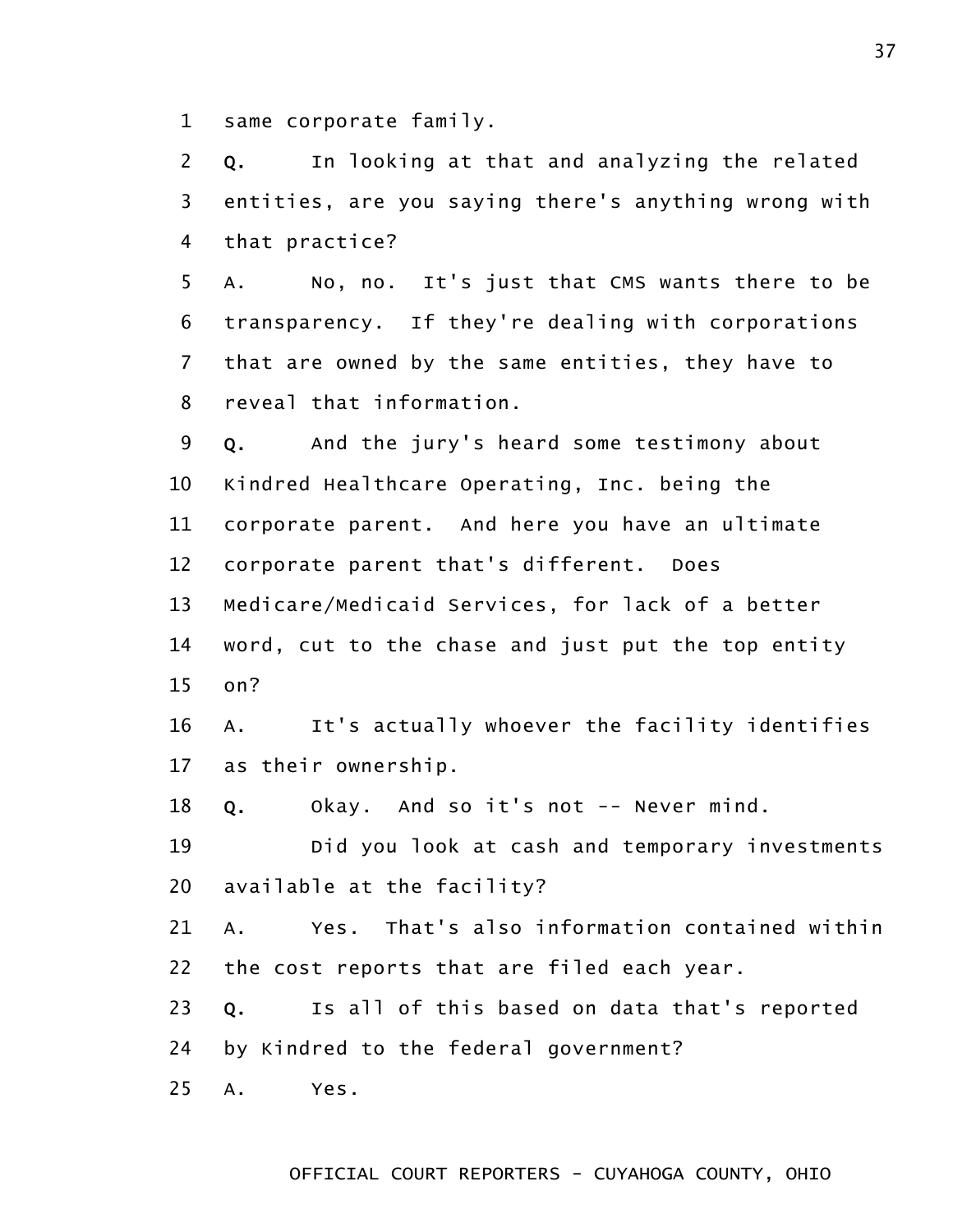1 same corporate family.

2 **Q.** In looking at that and analyzing the related

3 entities, are you saying there's anything wrong with

4 that practice?

5 A. No, no. It's just that CMS wants there to be

6 transparency. If they're dealing with corporations

7 that are owned by the same entities, they have to

8 reveal that information.

9 **Q.** And the jury's heard some testimony about

10 Kindred Healthcare Operating, Inc. being the

11 corporate parent. And here you have an ultimate

12 corporate parent that's different. Does

13 Medicare/Medicaid Services, for lack of a better

14 word, cut to the chase and just put the top entity

15 on?

16 A. It's actually whoever the facility identifies

17 as their ownership.

18 **Q.** Okay. And so it's not -- Never mind.

19 Did you look at cash and temporary investments

20 available at the facility?

21 A. Yes. That's also information contained within

22 the cost reports that are filed each year.

23 **Q.** Is all of this based on data that's reported

24 by Kindred to the federal government?

25 A. Yes.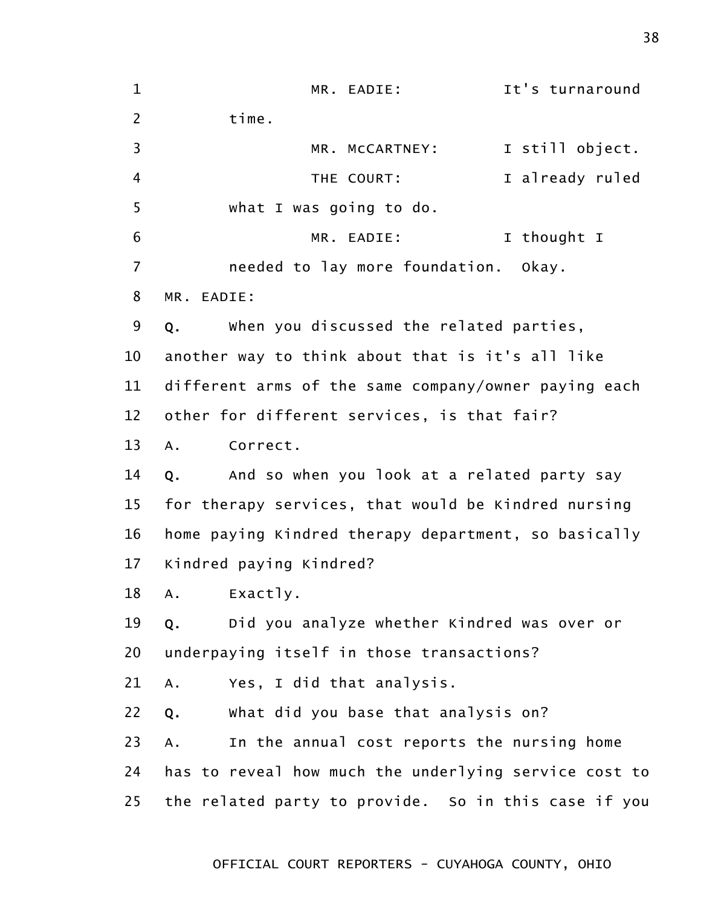1 MR. EADIE: It's turnaround
2 time.
3 MR. McCARTNEY: I still object.
4 THE COURT: I already ruled
5 what I was going to do.
6 MR. EADIE: I thought I
7 needed to lay more foundation. Okay.
8 MR. EADIE:
9 **Q.** When you discussed the related parties,
10 another way to think about that is it's all like
11 different arms of the same company/owner paying each
12 other for different services, is that fair?
13 A. Correct.
14 **Q.** And so when you look at a related party say
15 for therapy services, that would be Kindred nursing
16 home paying Kindred therapy department, so basically
17 Kindred paying Kindred?
18 A. Exactly.
19 **Q.** Did you analyze whether Kindred was over or
20 underpaying itself in those transactions?
21 A. Yes, I did that analysis.
22 **Q.** What did you base that analysis on?
23 A. In the annual cost reports the nursing home
24 has to reveal how much the underlying service cost to
25 the related party to provide. So in this case if you

OFFICIAL COURT REPORTERS - CUYAHOGA COUNTY, OHIO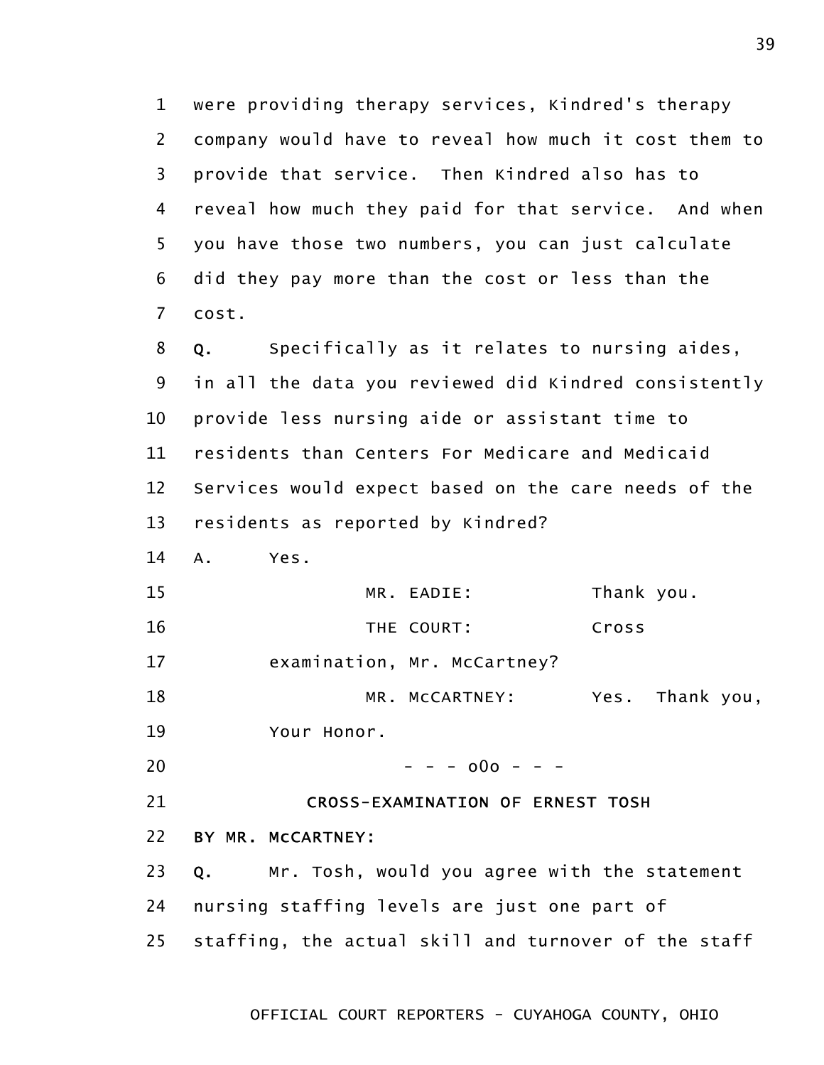1 were providing therapy services, Kindred's therapy
2 company would have to reveal how much it cost them to
3 provide that service. Then Kindred also has to
4 reveal how much they paid for that service. And when
5 you have those two numbers, you can just calculate
6 did they pay more than the cost or less than the
7 cost.

8 Q. Specifically as it relates to nursing aides,
9 in all the data you reviewed did Kindred consistently
10 provide less nursing aide or assistant time to
11 residents than Centers For Medicare and Medicaid
12 Services would expect based on the care needs of the
13 residents as reported by Kindred?

14 A. Yes.

15 MR. EADIE: Thank you.

16 THE COURT: Cross
17 examination, Mr. McCartney?

18 MR. McCARTNEY: Yes. Thank you,
19 Your Honor.

20 - - - o0o - - -

21 **CROSS-EXAMINATION OF ERNEST TOSH**

22 **BY MR. McCARTNEY:**

23 Q. Mr. Tosh, would you agree with the statement
24 nursing staffing levels are just one part of
25 staffing, the actual skill and turnover of the staff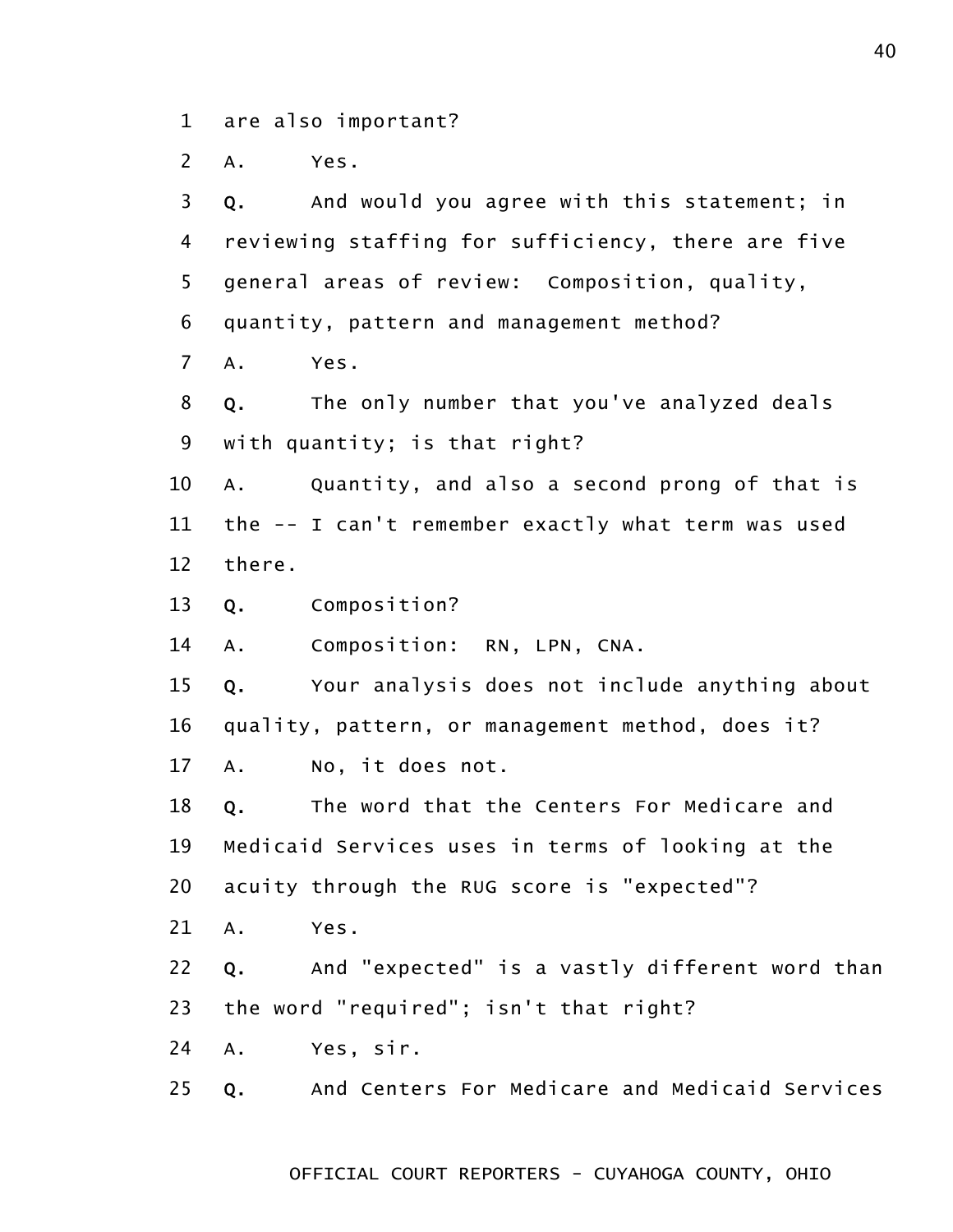1 are also important?

2 A. Yes.

3 **Q.** And would you agree with this statement; in

4 reviewing staffing for sufficiency, there are five

5 general areas of review: Composition, quality,

6 quantity, pattern and management method?

7 A. Yes.

8 **Q.** The only number that you've analyzed deals

9 with quantity; is that right?

10 A. Quantity, and also a second prong of that is

11 the -- I can't remember exactly what term was used

12 there.

13 **Q.** Composition?

14 A. Composition: RN, LPN, CNA.

15 **Q.** Your analysis does not include anything about

16 quality, pattern, or management method, does it?

17 A. No, it does not.

18 **Q.** The word that the Centers For Medicare and

19 Medicaid Services uses in terms of looking at the

20 acuity through the RUG score is "expected"?

21 A. Yes.

22 **Q.** And "expected" is a vastly different word than

23 the word "required"; isn't that right?

24 A. Yes, sir.

25 **Q.** And Centers For Medicare and Medicaid Services

OFFICIAL COURT REPORTERS - CUYAHOGA COUNTY, OHIO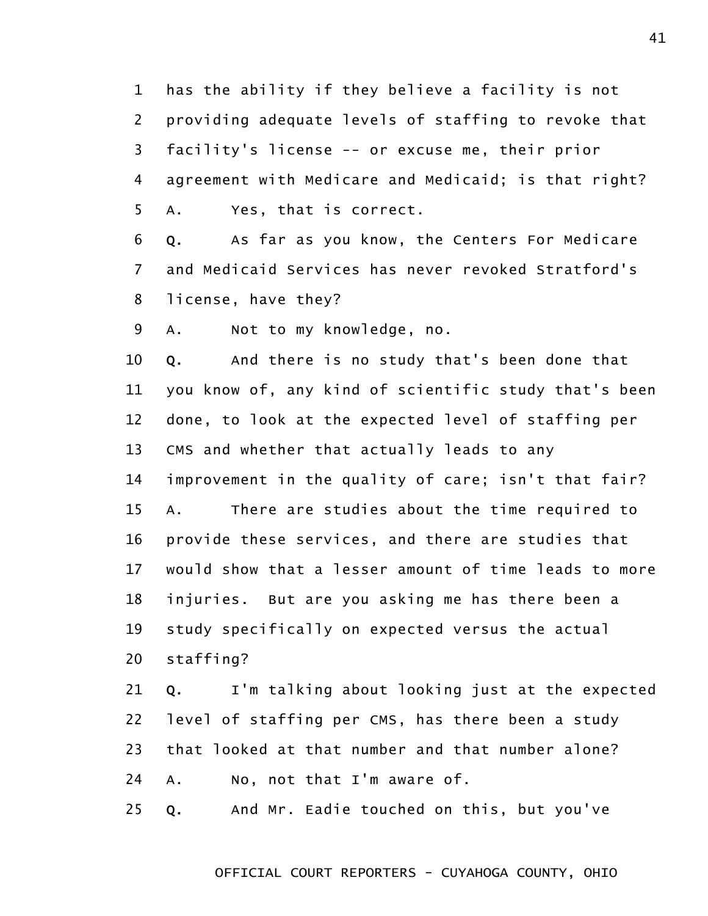1 has the ability if they believe a facility is not
2 providing adequate levels of staffing to revoke that
3 facility's license -- or excuse me, their prior
4 agreement with Medicare and Medicaid; is that right?
5 A. Yes, that is correct.
6 Q. As far as you know, the Centers For Medicare
7 and Medicaid Services has never revoked Stratford's
8 license, have they?
9 A. Not to my knowledge, no.
10 Q. And there is no study that's been done that
11 you know of, any kind of scientific study that's been
12 done, to look at the expected level of staffing per
13 CMS and whether that actually leads to any
14 improvement in the quality of care; isn't that fair?
15 A. There are studies about the time required to
16 provide these services, and there are studies that
17 would show that a lesser amount of time leads to more
18 injuries. But are you asking me has there been a
19 study specifically on expected versus the actual
20 staffing?
21 Q. I'm talking about looking just at the expected
22 level of staffing per CMS, has there been a study
23 that looked at that number and that number alone?
24 A. No, not that I'm aware of.
25 Q. And Mr. Eadie touched on this, but you've

OFFICIAL COURT REPORTERS - CUYAHOGA COUNTY, OHIO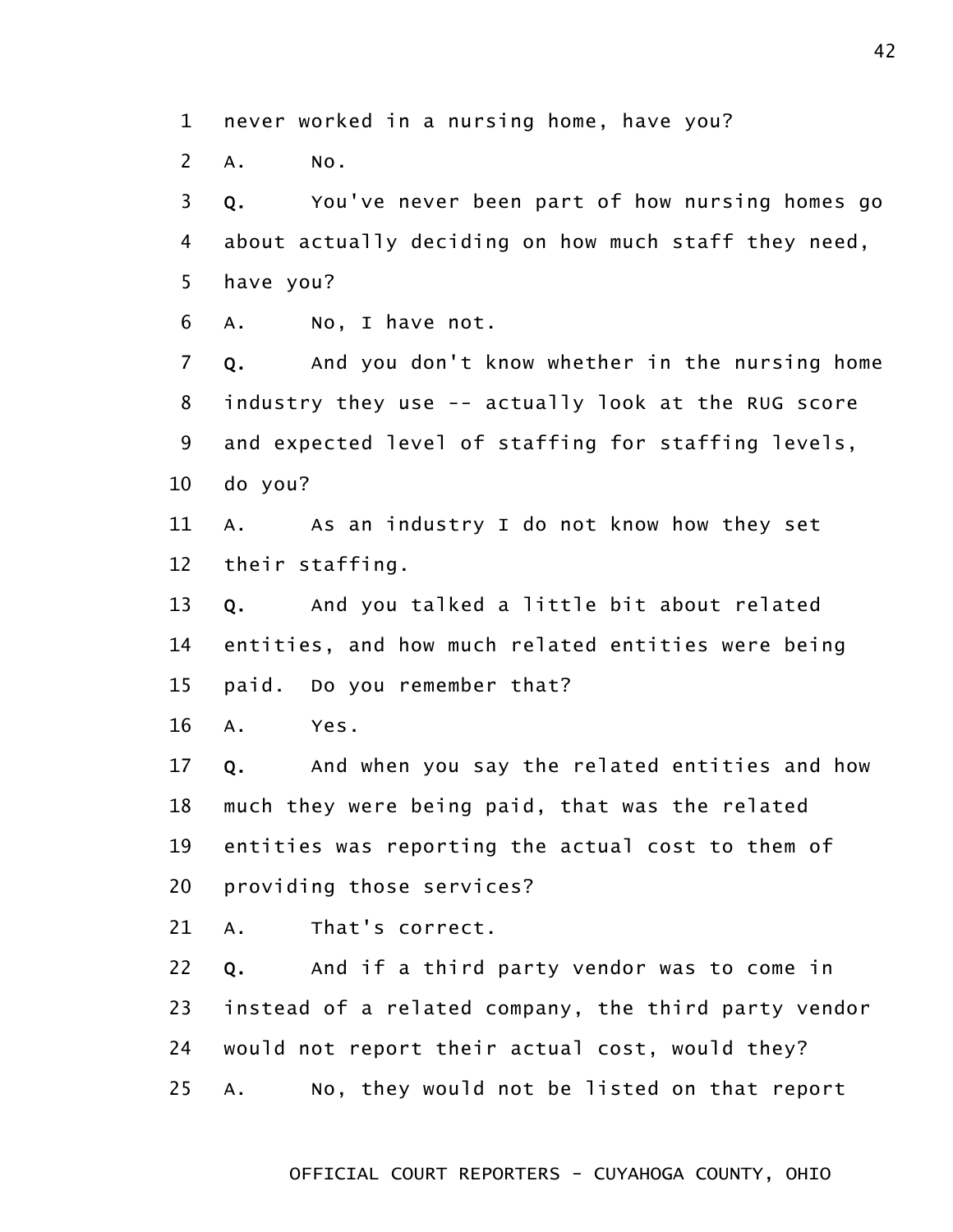1 never worked in a nursing home, have you?

2 A. No.

3 Q. You've never been part of how nursing homes go

4 about actually deciding on how much staff they need,

5 have you?

6 A. No, I have not.

7 Q. And you don't know whether in the nursing home

8 industry they use -- actually look at the RUG score

9 and expected level of staffing for staffing levels,

10 do you?

11 A. As an industry I do not know how they set

12 their staffing.

13 Q. And you talked a little bit about related

14 entities, and how much related entities were being

15 paid. Do you remember that?

16 A. Yes.

17 Q. And when you say the related entities and how

18 much they were being paid, that was the related

19 entities was reporting the actual cost to them of

20 providing those services?

21 A. That's correct.

22 Q. And if a third party vendor was to come in

23 instead of a related company, the third party vendor

24 would not report their actual cost, would they?

25 A. No, they would not be listed on that report

OFFICIAL COURT REPORTERS - CUYAHOGA COUNTY, OHIO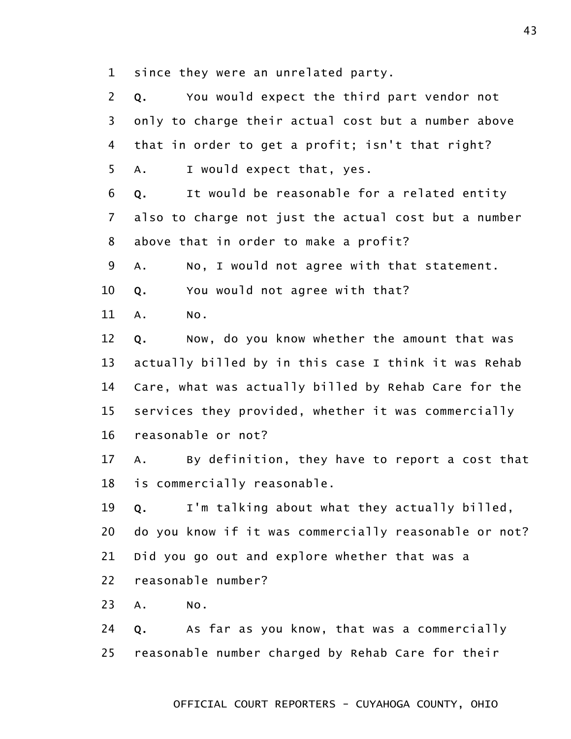1 since they were an unrelated party.

2 **Q.** You would expect the third part vendor not

3 only to charge their actual cost but a number above

4 that in order to get a profit; isn't that right?

5 A. I would expect that, yes.

6 **Q.** It would be reasonable for a related entity

7 also to charge not just the actual cost but a number

8 above that in order to make a profit?

9 A. No, I would not agree with that statement.

10 **Q.** You would not agree with that?

11 A. No.

12 **Q.** Now, do you know whether the amount that was

13 actually billed by in this case I think it was Rehab

14 Care, what was actually billed by Rehab Care for the

15 services they provided, whether it was commercially

16 reasonable or not?

17 A. By definition, they have to report a cost that

18 is commercially reasonable.

19 **Q.** I'm talking about what they actually billed,

20 do you know if it was commercially reasonable or not?

21 Did you go out and explore whether that was a

22 reasonable number?

23 A. No.

24 **Q.** As far as you know, that was a commercially

25 reasonable number charged by Rehab Care for their

OFFICIAL COURT REPORTERS - CUYAHOGA COUNTY, OHIO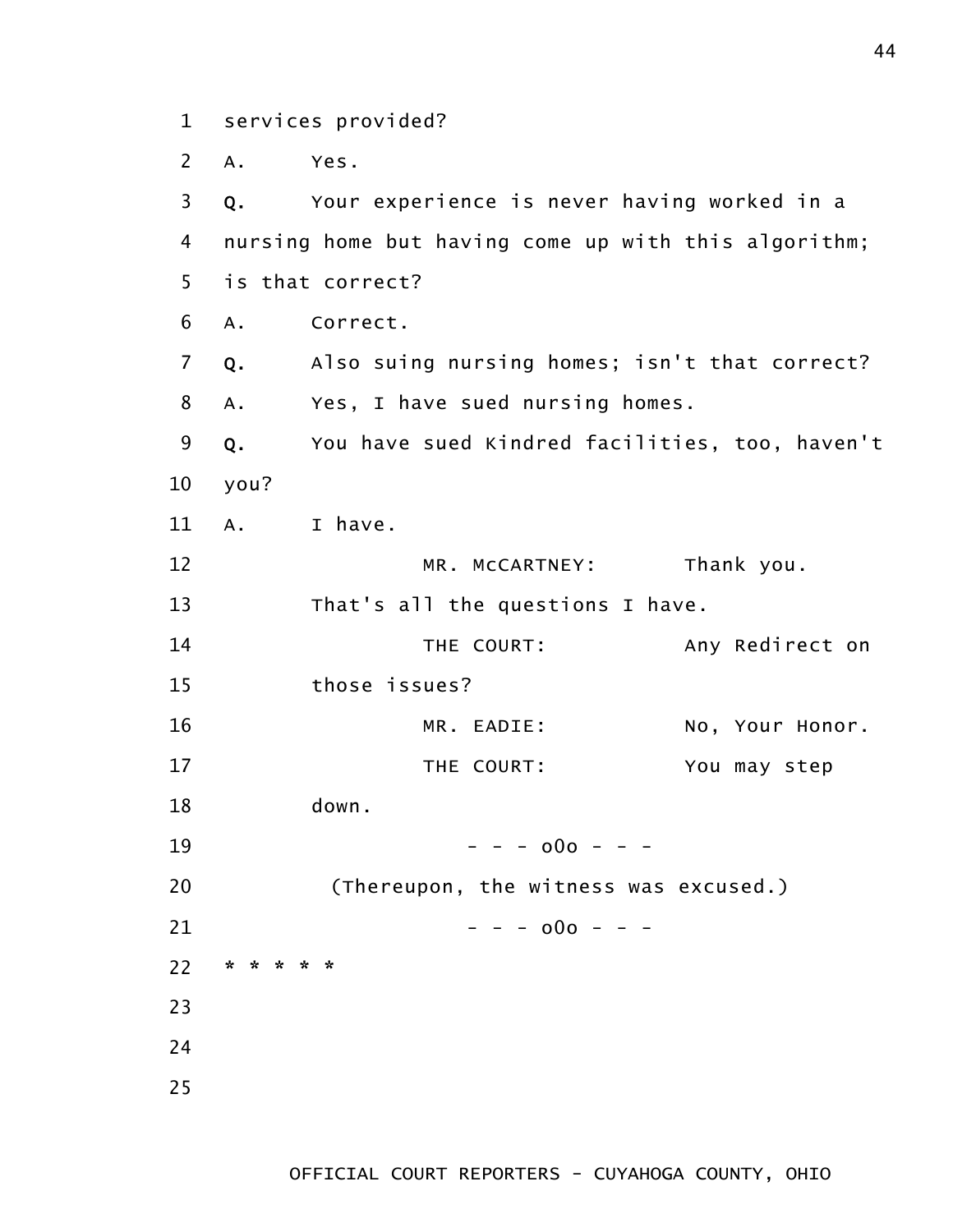1 services provided?

2 A. Yes.

3 **Q.** Your experience is never having worked in a

4 nursing home but having come up with this algorithm;

5 is that correct?

6 A. Correct.

7 **Q.** Also suing nursing homes; isn't that correct?

8 A. Yes, I have sued nursing homes.

9 **Q.** You have sued Kindred facilities, too, haven't

10 you?

11 A. I have.

12 MR. McCARTNEY: Thank you.

13 That's all the questions I have.

14 THE COURT: Any Redirect on

15 those issues?

16 MR. EADIE: No, Your Honor.

17 THE COURT: You may step

18 down.

19 - - - oOo - - -

20 (Thereupon, the witness was excused.)

21 - - - oOo - - -

22 * * * * *

23

24

25

OFFICIAL COURT REPORTERS - CUYAHOGA COUNTY, OHIO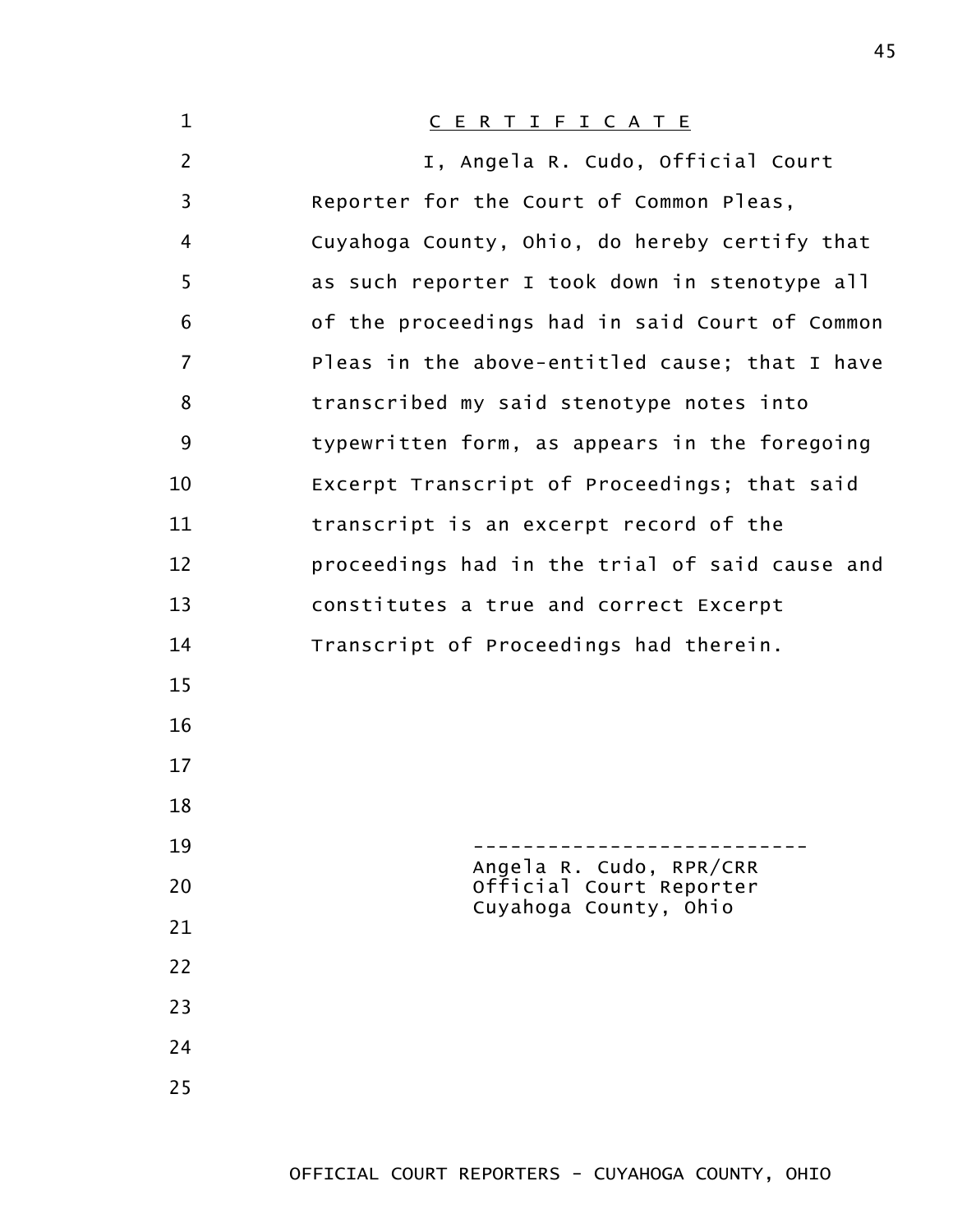# C E R T I F I C A T E

I, Angela R. Cudo, Official Court Reporter for the Court of Common Pleas, Cuyahoga County, Ohio, do hereby certify that as such reporter I took down in stenotype all of the proceedings had in said Court of Common Pleas in the above-entitled cause; that I have transcribed my said stenotype notes into typewritten form, as appears in the foregoing Excerpt Transcript of Proceedings; that said transcript is an excerpt record of the proceedings had in the trial of said cause and constitutes a true and correct Excerpt Transcript of Proceedings had therein.

---------------------------
Angela R. Cudo, RPR/CRR
Official Court Reporter
Cuyahoga County, Ohio